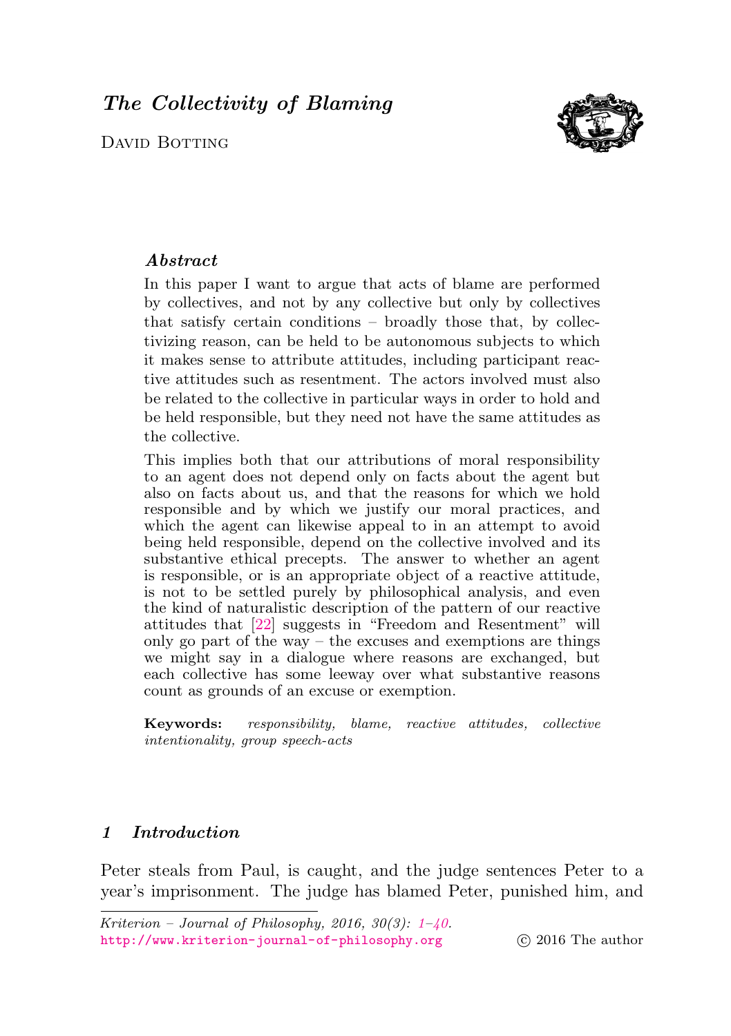# *The Collectivity of Blaming*

David Botting

### *Abstract*

In this paper I want to argue that acts of blame are performed by collectives, and not by any collective but only by collectives that satisfy certain conditions – broadly those that, by collectivizing reason, can be held to be autonomous subjects to which it makes sense to attribute attitudes, including participant reactive attitudes such as resentment. The actors involved must also be related to the collective in particular ways in order to hold and be held responsible, but they need not have the same attitudes as the collective.

This implies both that our attributions of moral responsibility to an agent does not depend only on facts about the agent but also on facts about us, and that the reasons for which we hold responsible and by which we justify our moral practices, and which the agent can likewise appeal to in an attempt to avoid being held responsible, depend on the collective involved and its substantive ethical precepts. The answer to whether an agent is responsible, or is an appropriate object of a reactive attitude, is not to be settled purely by philosophical analysis, and even the kind of naturalistic description of the pattern of our reactive attitudes that [22] suggests in "Freedom and Resentment" will only go part of the way – the excuses and exemptions are things we might say in a dialogue where reasons are exchanged, but each collective has some leeway over what substantive reasons count as grounds of an excuse or exemption.

**Keywords:** *responsibility, blame, reactive attitudes, collective intentionality, group speech-acts*

## *1 Introduction*

Peter steals from Paul, is caught, and the judge sentences Peter to a year's imprisonment. The judge has blamed Peter, punished him, and

*Kriterion – Journal of Philosophy, 2016, 30(3): 1–40.*
http://www.kriterion-journal-of-philosophy.org © 2016 The author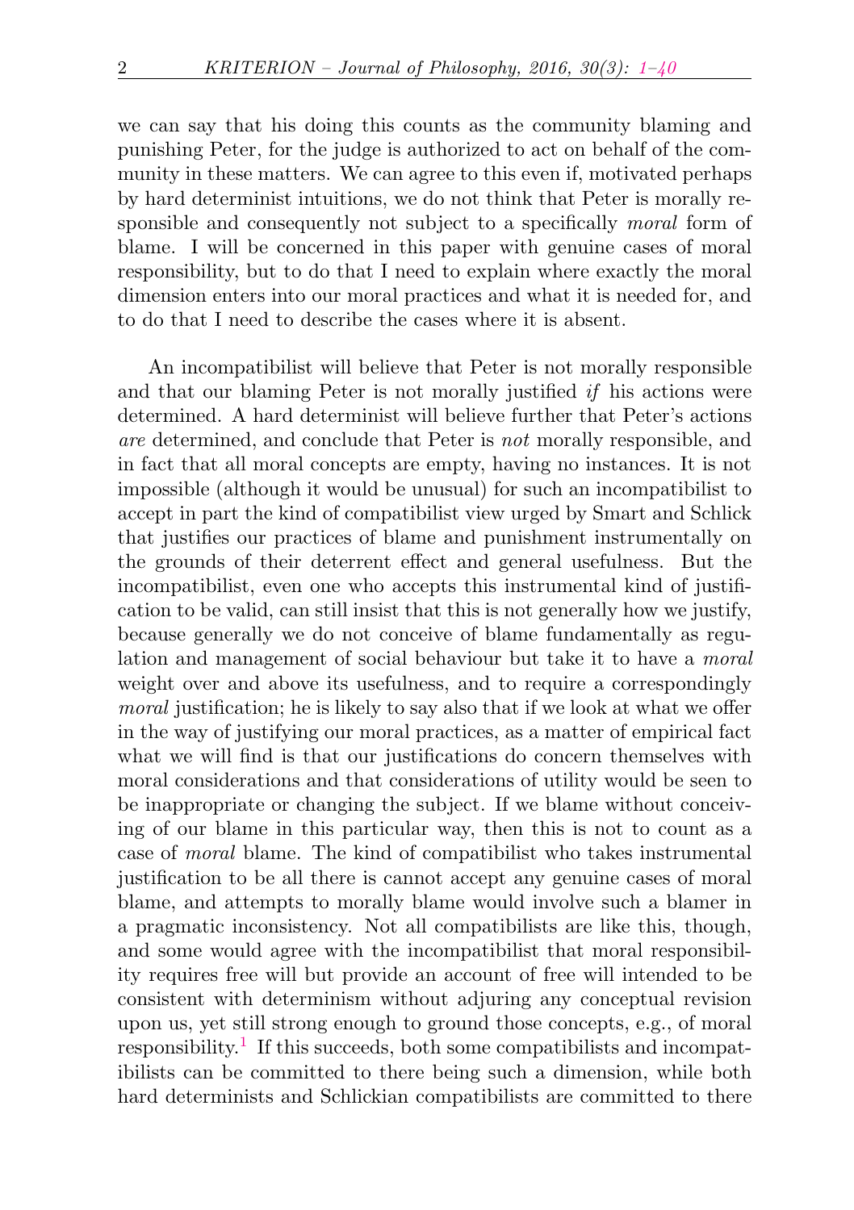we can say that his doing this counts as the community blaming and punishing Peter, for the judge is authorized to act on behalf of the community in these matters. We can agree to this even if, motivated perhaps by hard determinist intuitions, we do not think that Peter is morally responsible and consequently not subject to a specifically *moral* form of blame. I will be concerned in this paper with genuine cases of moral responsibility, but to do that I need to explain where exactly the moral dimension enters into our moral practices and what it is needed for, and to do that I need to describe the cases where it is absent.

An incompatibilist will believe that Peter is not morally responsible and that our blaming Peter is not morally justified *if* his actions were determined. A hard determinist will believe further that Peter's actions *are* determined, and conclude that Peter is *not* morally responsible, and in fact that all moral concepts are empty, having no instances. It is not impossible (although it would be unusual) for such an incompatibilist to accept in part the kind of compatibilist view urged by Smart and Schlick that justifies our practices of blame and punishment instrumentally on the grounds of their deterrent effect and general usefulness. But the incompatibilist, even one who accepts this instrumental kind of justification to be valid, can still insist that this is not generally how we justify, because generally we do not conceive of blame fundamentally as regulation and management of social behaviour but take it to have a *moral* weight over and above its usefulness, and to require a correspondingly *moral* justification; he is likely to say also that if we look at what we offer in the way of justifying our moral practices, as a matter of empirical fact what we will find is that our justifications do concern themselves with moral considerations and that considerations of utility would be seen to be inappropriate or changing the subject. If we blame without conceiving of our blame in this particular way, then this is not to count as a case of *moral* blame. The kind of compatibilist who takes instrumental justification to be all there is cannot accept any genuine cases of moral blame, and attempts to morally blame would involve such a blamer in a pragmatic inconsistency. Not all compatibilists are like this, though, and some would agree with the incompatibilist that moral responsibility requires free will but provide an account of free will intended to be consistent with determinism without adjuring any conceptual revision upon us, yet still strong enough to ground those concepts, e.g., of moral responsibility.[1] If this succeeds, both some compatibilists and incompatibilists can be committed to there being such a dimension, while both hard determinists and Schlickian compatibilists are committed to there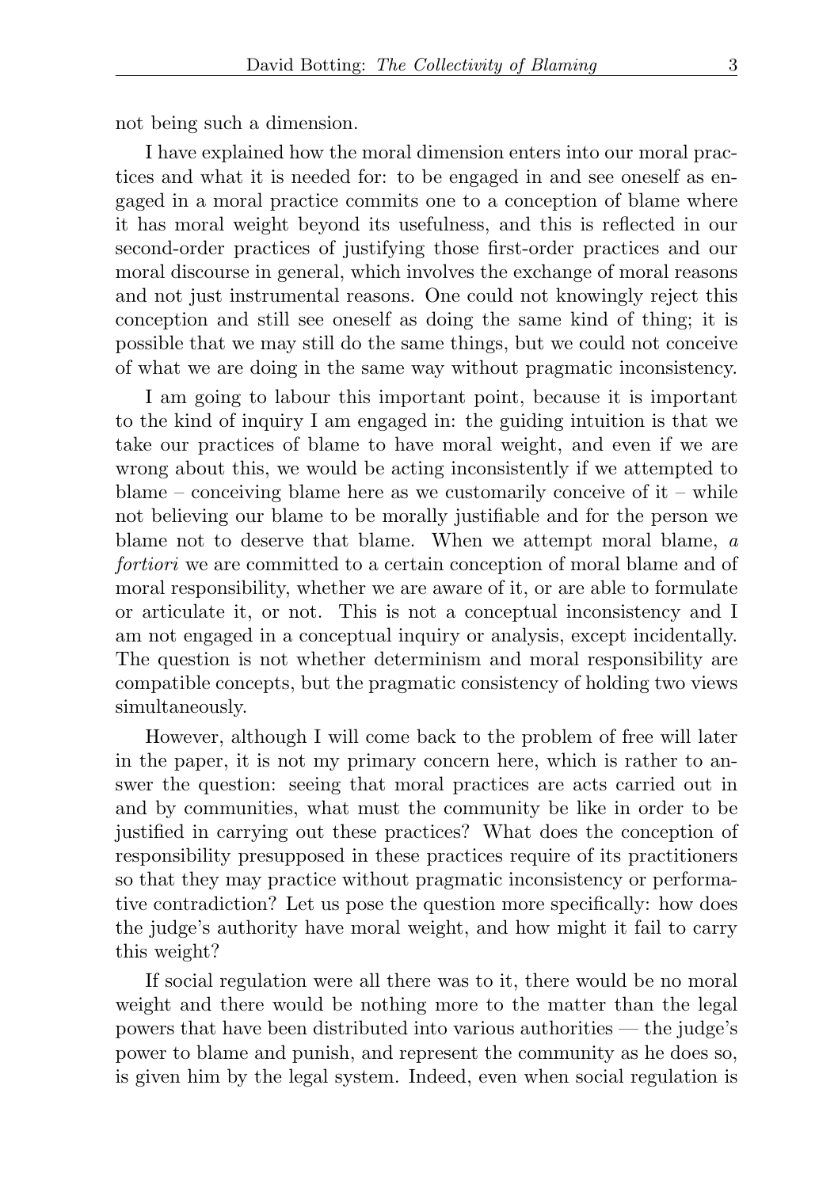not being such a dimension.

I have explained how the moral dimension enters into our moral practices and what it is needed for: to be engaged in and see oneself as engaged in a moral practice commits one to a conception of blame where it has moral weight beyond its usefulness, and this is reflected in our second-order practices of justifying those first-order practices and our moral discourse in general, which involves the exchange of moral reasons and not just instrumental reasons. One could not knowingly reject this conception and still see oneself as doing the same kind of thing; it is possible that we may still do the same things, but we could not conceive of what we are doing in the same way without pragmatic inconsistency.

I am going to labour this important point, because it is important to the kind of inquiry I am engaged in: the guiding intuition is that we take our practices of blame to have moral weight, and even if we are wrong about this, we would be acting inconsistently if we attempted to blame – conceiving blame here as we customarily conceive of it – while not believing our blame to be morally justifiable and for the person we blame not to deserve that blame. When we attempt moral blame, *a fortiori* we are committed to a certain conception of moral blame and of moral responsibility, whether we are aware of it, or are able to formulate or articulate it, or not. This is not a conceptual inconsistency and I am not engaged in a conceptual inquiry or analysis, except incidentally. The question is not whether determinism and moral responsibility are compatible concepts, but the pragmatic consistency of holding two views simultaneously.

However, although I will come back to the problem of free will later in the paper, it is not my primary concern here, which is rather to answer the question: seeing that moral practices are acts carried out in and by communities, what must the community be like in order to be justified in carrying out these practices? What does the conception of responsibility presupposed in these practices require of its practitioners so that they may practice without pragmatic inconsistency or performative contradiction? Let us pose the question more specifically: how does the judge's authority have moral weight, and how might it fail to carry this weight?

If social regulation were all there was to it, there would be no moral weight and there would be nothing more to the matter than the legal powers that have been distributed into various authorities — the judge's power to blame and punish, and represent the community as he does so, is given him by the legal system. Indeed, even when social regulation is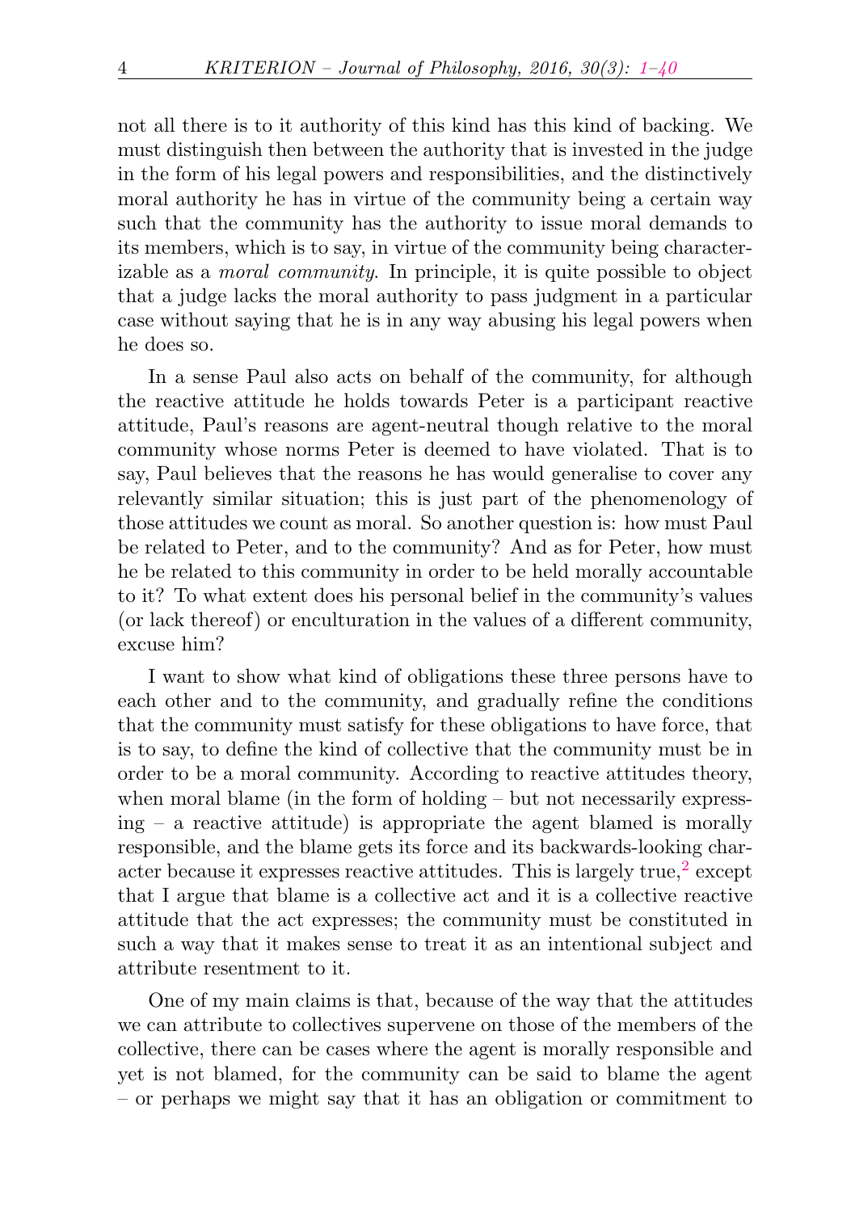not all there is to it authority of this kind has this kind of backing. We must distinguish then between the authority that is invested in the judge in the form of his legal powers and responsibilities, and the distinctively moral authority he has in virtue of the community being a certain way such that the community has the authority to issue moral demands to its members, which is to say, in virtue of the community being characterizable as a *moral community*. In principle, it is quite possible to object that a judge lacks the moral authority to pass judgment in a particular case without saying that he is in any way abusing his legal powers when he does so.

In a sense Paul also acts on behalf of the community, for although the reactive attitude he holds towards Peter is a participant reactive attitude, Paul's reasons are agent-neutral though relative to the moral community whose norms Peter is deemed to have violated. That is to say, Paul believes that the reasons he has would generalise to cover any relevantly similar situation; this is just part of the phenomenology of those attitudes we count as moral. So another question is: how must Paul be related to Peter, and to the community? And as for Peter, how must he be related to this community in order to be held morally accountable to it? To what extent does his personal belief in the community's values (or lack thereof) or enculturation in the values of a different community, excuse him?

I want to show what kind of obligations these three persons have to each other and to the community, and gradually refine the conditions that the community must satisfy for these obligations to have force, that is to say, to define the kind of collective that the community must be in order to be a moral community. According to reactive attitudes theory, when moral blame (in the form of holding – but not necessarily expressing – a reactive attitude) is appropriate the agent blamed is morally responsible, and the blame gets its force and its backwards-looking character because it expresses reactive attitudes. This is largely true,[2] except that I argue that blame is a collective act and it is a collective reactive attitude that the act expresses; the community must be constituted in such a way that it makes sense to treat it as an intentional subject and attribute resentment to it.

One of my main claims is that, because of the way that the attitudes we can attribute to collectives supervene on those of the members of the collective, there can be cases where the agent is morally responsible and yet is not blamed, for the community can be said to blame the agent – or perhaps we might say that it has an obligation or commitment to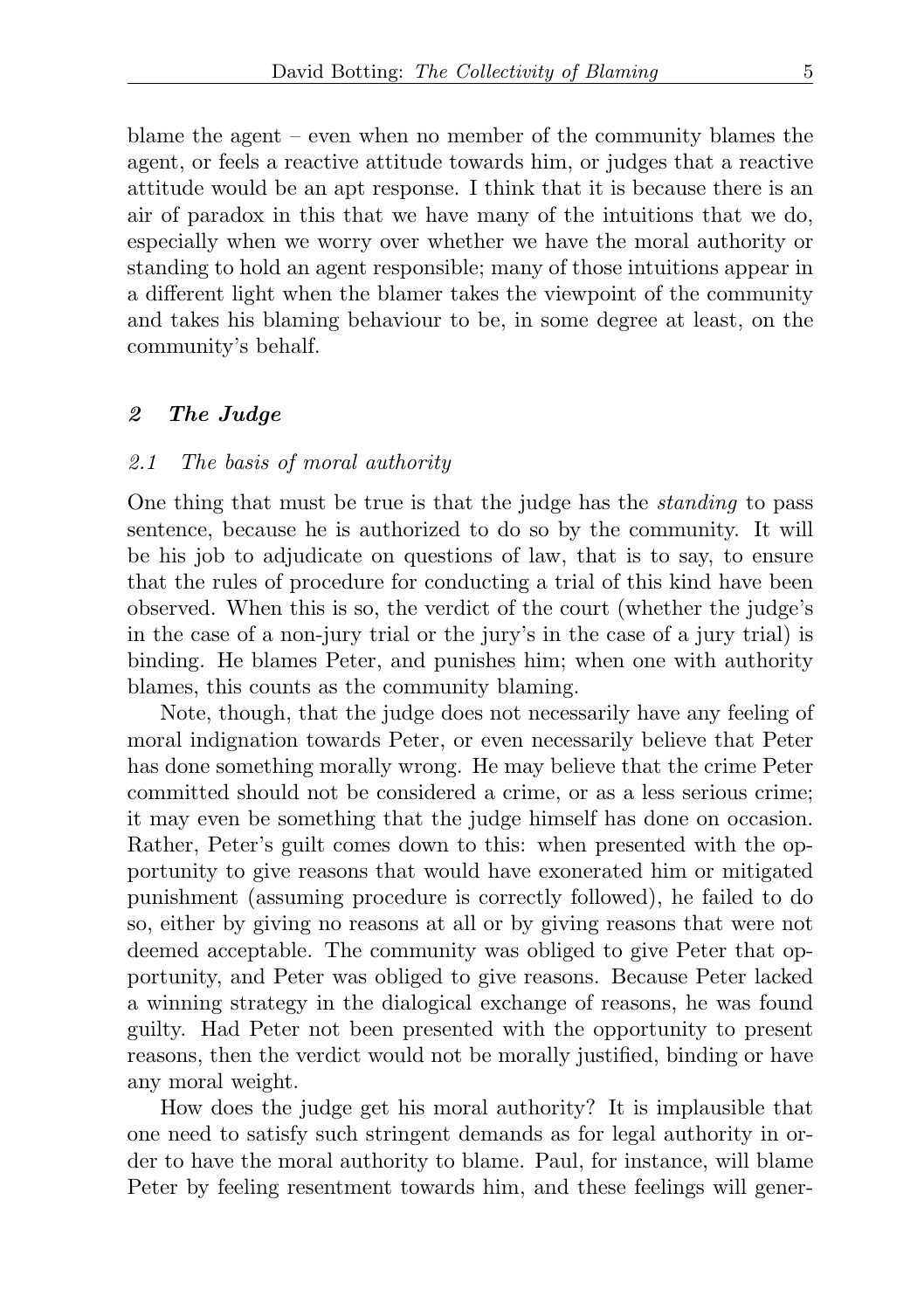blame the agent – even when no member of the community blames the agent, or feels a reactive attitude towards him, or judges that a reactive attitude would be an apt response. I think that it is because there is an air of paradox in this that we have many of the intuitions that we do, especially when we worry over whether we have the moral authority or standing to hold an agent responsible; many of those intuitions appear in a different light when the blamer takes the viewpoint of the community and takes his blaming behaviour to be, in some degree at least, on the community's behalf.

## *2 The Judge*

### *2.1 The basis of moral authority*

One thing that must be true is that the judge has the *standing* to pass sentence, because he is authorized to do so by the community. It will be his job to adjudicate on questions of law, that is to say, to ensure that the rules of procedure for conducting a trial of this kind have been observed. When this is so, the verdict of the court (whether the judge's in the case of a non-jury trial or the jury's in the case of a jury trial) is binding. He blames Peter, and punishes him; when one with authority blames, this counts as the community blaming.

Note, though, that the judge does not necessarily have any feeling of moral indignation towards Peter, or even necessarily believe that Peter has done something morally wrong. He may believe that the crime Peter committed should not be considered a crime, or as a less serious crime; it may even be something that the judge himself has done on occasion. Rather, Peter's guilt comes down to this: when presented with the opportunity to give reasons that would have exonerated him or mitigated punishment (assuming procedure is correctly followed), he failed to do so, either by giving no reasons at all or by giving reasons that were not deemed acceptable. The community was obliged to give Peter that opportunity, and Peter was obliged to give reasons. Because Peter lacked a winning strategy in the dialogical exchange of reasons, he was found guilty. Had Peter not been presented with the opportunity to present reasons, then the verdict would not be morally justified, binding or have any moral weight.

How does the judge get his moral authority? It is implausible that one need to satisfy such stringent demands as for legal authority in order to have the moral authority to blame. Paul, for instance, will blame Peter by feeling resentment towards him, and these feelings will gener-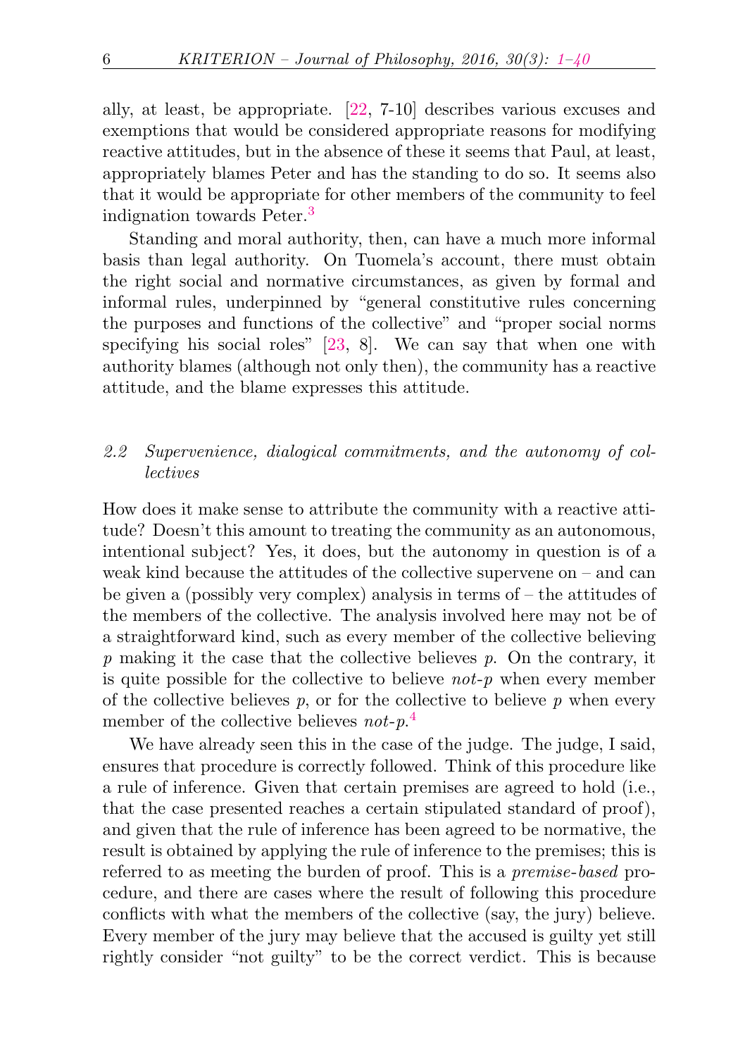ally, at least, be appropriate. [22, 7-10] describes various excuses and exemptions that would be considered appropriate reasons for modifying reactive attitudes, but in the absence of these it seems that Paul, at least, appropriately blames Peter and has the standing to do so. It seems also that it would be appropriate for other members of the community to feel indignation towards Peter.[3]

Standing and moral authority, then, can have a much more informal basis than legal authority. On Tuomela's account, there must obtain the right social and normative circumstances, as given by formal and informal rules, underpinned by "general constitutive rules concerning the purposes and functions of the collective" and "proper social norms specifying his social roles" [23, 8]. We can say that when one with authority blames (although not only then), the community has a reactive attitude, and the blame expresses this attitude.

### 2.2 *Supervenience, dialogical commitments, and the autonomy of collectives*

How does it make sense to attribute the community with a reactive attitude? Doesn't this amount to treating the community as an autonomous, intentional subject? Yes, it does, but the autonomy in question is of a weak kind because the attitudes of the collective supervene on – and can be given a (possibly very complex) analysis in terms of – the attitudes of the members of the collective. The analysis involved here may not be of a straightforward kind, such as every member of the collective believing $p$ making it the case that the collective believes $p$. On the contrary, it is quite possible for the collective to believe *not*-$p$ when every member of the collective believes $p$, or for the collective to believe $p$ when every member of the collective believes *not*-$p$.[4]

We have already seen this in the case of the judge. The judge, I said, ensures that procedure is correctly followed. Think of this procedure like a rule of inference. Given that certain premises are agreed to hold (i.e., that the case presented reaches a certain stipulated standard of proof), and given that the rule of inference has been agreed to be normative, the result is obtained by applying the rule of inference to the premises; this is referred to as meeting the burden of proof. This is a *premise-based* procedure, and there are cases where the result of following this procedure conflicts with what the members of the collective (say, the jury) believe. Every member of the jury may believe that the accused is guilty yet still rightly consider "not guilty" to be the correct verdict. This is because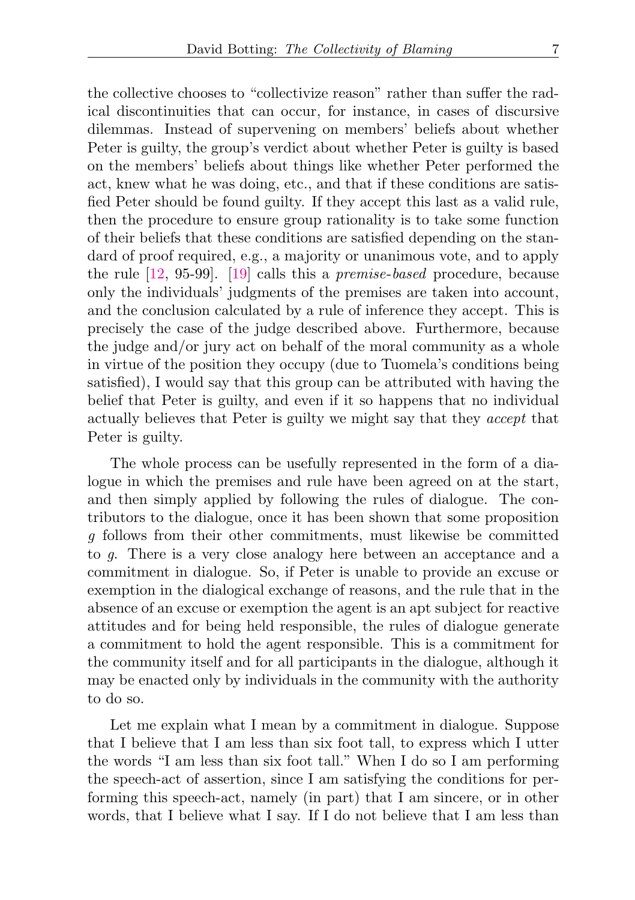the collective chooses to "collectivize reason" rather than suffer the radical discontinuities that can occur, for instance, in cases of discursive dilemmas. Instead of supervening on members' beliefs about whether Peter is guilty, the group's verdict about whether Peter is guilty is based on the members' beliefs about things like whether Peter performed the act, knew what he was doing, etc., and that if these conditions are satisfied Peter should be found guilty. If they accept this last as a valid rule, then the procedure to ensure group rationality is to take some function of their beliefs that these conditions are satisfied depending on the standard of proof required, e.g., a majority or unanimous vote, and to apply the rule [12, 95-99]. [19] calls this a *premise-based* procedure, because only the individuals' judgments of the premises are taken into account, and the conclusion calculated by a rule of inference they accept. This is precisely the case of the judge described above. Furthermore, because the judge and/or jury act on behalf of the moral community as a whole in virtue of the position they occupy (due to Tuomela's conditions being satisfied), I would say that this group can be attributed with having the belief that Peter is guilty, and even if it so happens that no individual actually believes that Peter is guilty we might say that they *accept* that Peter is guilty.

The whole process can be usefully represented in the form of a dialogue in which the premises and rule have been agreed on at the start, and then simply applied by following the rules of dialogue. The contributors to the dialogue, once it has been shown that some proposition $g$ follows from their other commitments, must likewise be committed to $g$. There is a very close analogy here between an acceptance and a commitment in dialogue. So, if Peter is unable to provide an excuse or exemption in the dialogical exchange of reasons, and the rule that in the absence of an excuse or exemption the agent is an apt subject for reactive attitudes and for being held responsible, the rules of dialogue generate a commitment to hold the agent responsible. This is a commitment for the community itself and for all participants in the dialogue, although it may be enacted only by individuals in the community with the authority to do so.

Let me explain what I mean by a commitment in dialogue. Suppose that I believe that I am less than six foot tall, to express which I utter the words "I am less than six foot tall." When I do so I am performing the speech-act of assertion, since I am satisfying the conditions for performing this speech-act, namely (in part) that I am sincere, or in other words, that I believe what I say. If I do not believe that I am less than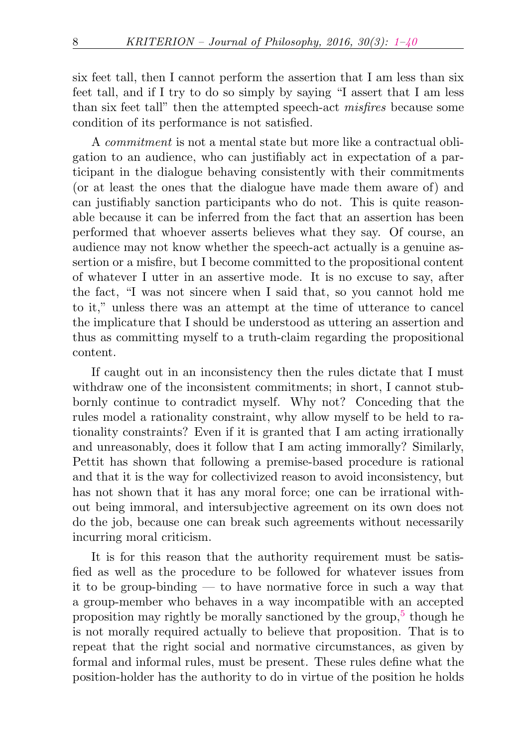six feet tall, then I cannot perform the assertion that I am less than six feet tall, and if I try to do so simply by saying "I assert that I am less than six feet tall" then the attempted speech-act *misfires* because some condition of its performance is not satisfied.

A *commitment* is not a mental state but more like a contractual obligation to an audience, who can justifiably act in expectation of a participant in the dialogue behaving consistently with their commitments (or at least the ones that the dialogue have made them aware of) and can justifiably sanction participants who do not. This is quite reasonable because it can be inferred from the fact that an assertion has been performed that whoever asserts believes what they say. Of course, an audience may not know whether the speech-act actually is a genuine assertion or a misfire, but I become committed to the propositional content of whatever I utter in an assertive mode. It is no excuse to say, after the fact, "I was not sincere when I said that, so you cannot hold me to it," unless there was an attempt at the time of utterance to cancel the implicature that I should be understood as uttering an assertion and thus as committing myself to a truth-claim regarding the propositional content.

If caught out in an inconsistency then the rules dictate that I must withdraw one of the inconsistent commitments; in short, I cannot stubbornly continue to contradict myself. Why not? Conceding that the rules model a rationality constraint, why allow myself to be held to rationality constraints? Even if it is granted that I am acting irrationally and unreasonably, does it follow that I am acting immorally? Similarly, Pettit has shown that following a premise-based procedure is rational and that it is the way for collectivized reason to avoid inconsistency, but has not shown that it has any moral force; one can be irrational without being immoral, and intersubjective agreement on its own does not do the job, because one can break such agreements without necessarily incurring moral criticism.

It is for this reason that the authority requirement must be satisfied as well as the procedure to be followed for whatever issues from it to be group-binding — to have normative force in such a way that a group-member who behaves in a way incompatible with an accepted proposition may rightly be morally sanctioned by the group,[5] though he is not morally required actually to believe that proposition. That is to repeat that the right social and normative circumstances, as given by formal and informal rules, must be present. These rules define what the position-holder has the authority to do in virtue of the position he holds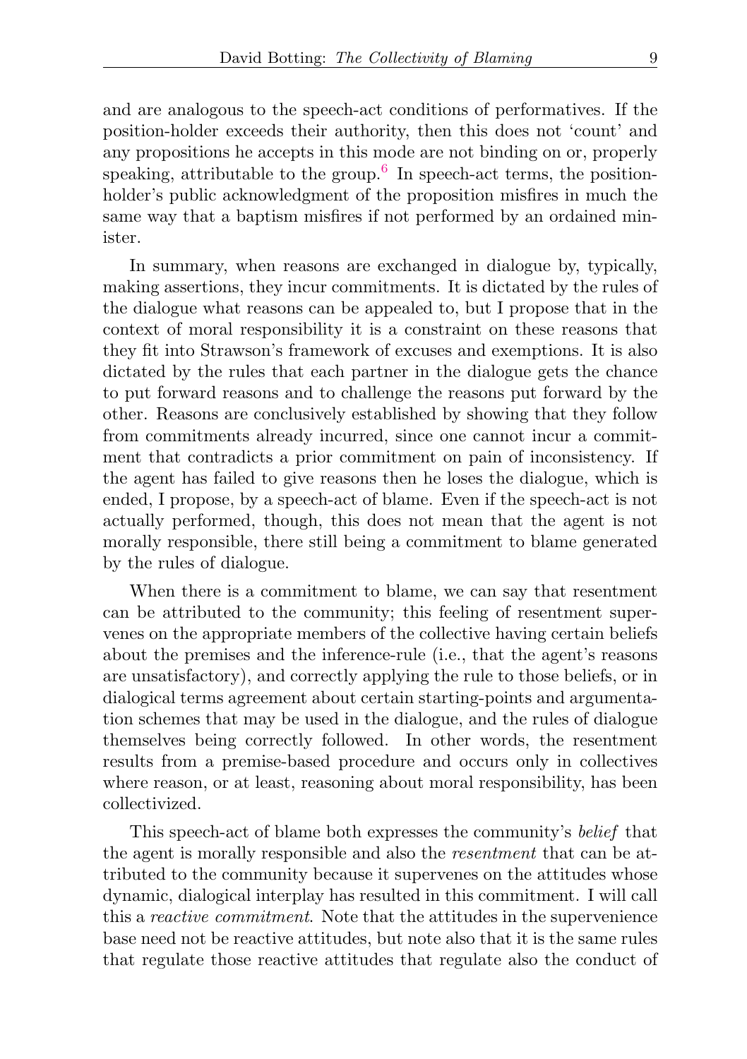and are analogous to the speech-act conditions of performatives. If the position-holder exceeds their authority, then this does not 'count' and any propositions he accepts in this mode are not binding on or, properly speaking, attributable to the group.[6] In speech-act terms, the position-holder's public acknowledgment of the proposition misfires in much the same way that a baptism misfires if not performed by an ordained minister.

In summary, when reasons are exchanged in dialogue by, typically, making assertions, they incur commitments. It is dictated by the rules of the dialogue what reasons can be appealed to, but I propose that in the context of moral responsibility it is a constraint on these reasons that they fit into Strawson's framework of excuses and exemptions. It is also dictated by the rules that each partner in the dialogue gets the chance to put forward reasons and to challenge the reasons put forward by the other. Reasons are conclusively established by showing that they follow from commitments already incurred, since one cannot incur a commitment that contradicts a prior commitment on pain of inconsistency. If the agent has failed to give reasons then he loses the dialogue, which is ended, I propose, by a speech-act of blame. Even if the speech-act is not actually performed, though, this does not mean that the agent is not morally responsible, there still being a commitment to blame generated by the rules of dialogue.

When there is a commitment to blame, we can say that resentment can be attributed to the community; this feeling of resentment supervenes on the appropriate members of the collective having certain beliefs about the premises and the inference-rule (i.e., that the agent's reasons are unsatisfactory), and correctly applying the rule to those beliefs, or in dialogical terms agreement about certain starting-points and argumentation schemes that may be used in the dialogue, and the rules of dialogue themselves being correctly followed. In other words, the resentment results from a premise-based procedure and occurs only in collectives where reason, or at least, reasoning about moral responsibility, has been collectivized.

This speech-act of blame both expresses the community's *belief* that the agent is morally responsible and also the *resentment* that can be attributed to the community because it supervenes on the attitudes whose dynamic, dialogical interplay has resulted in this commitment. I will call this a *reactive commitment*. Note that the attitudes in the supervenience base need not be reactive attitudes, but note also that it is the same rules that regulate those reactive attitudes that regulate also the conduct of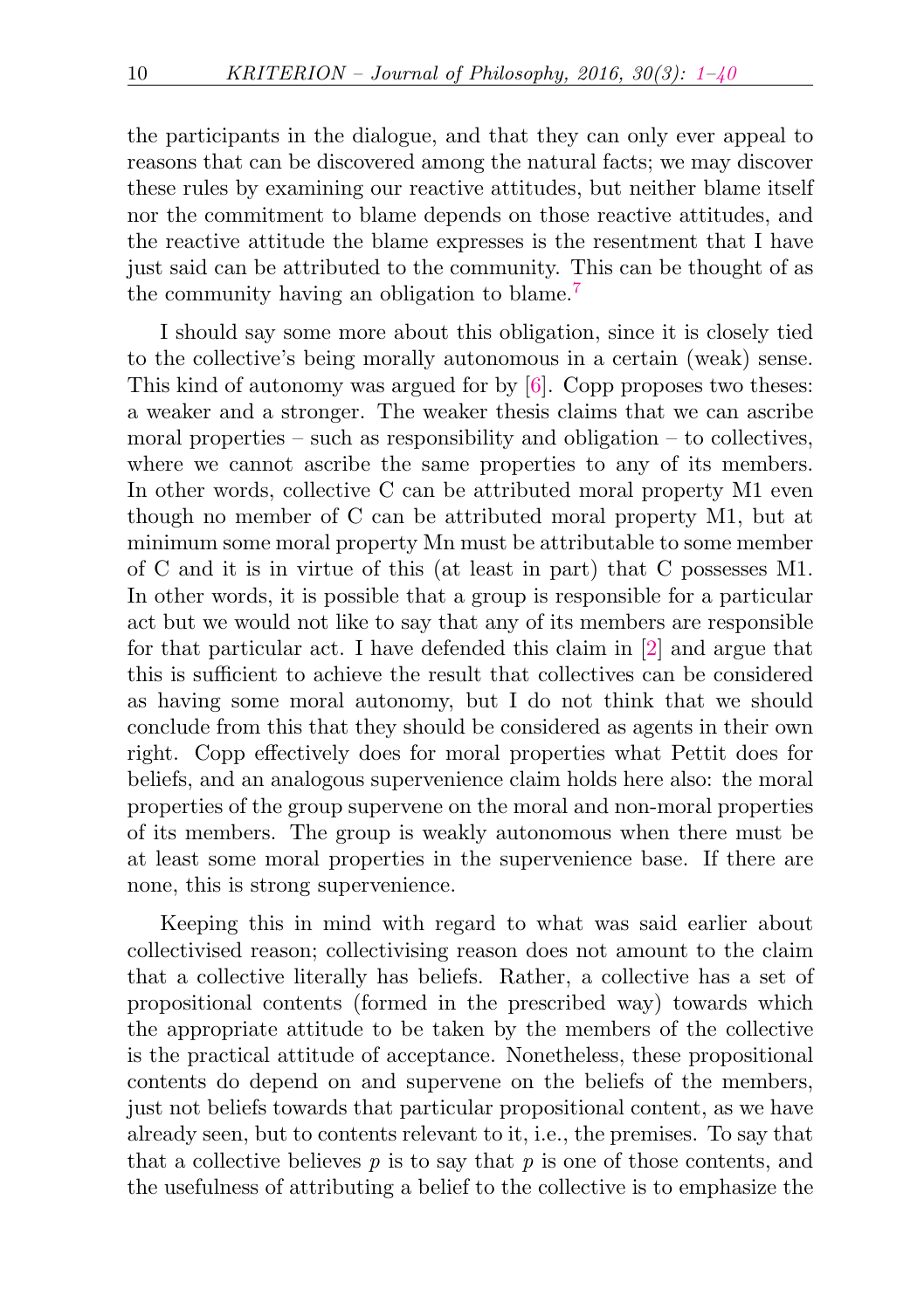the participants in the dialogue, and that they can only ever appeal to reasons that can be discovered among the natural facts; we may discover these rules by examining our reactive attitudes, but neither blame itself nor the commitment to blame depends on those reactive attitudes, and the reactive attitude the blame expresses is the resentment that I have just said can be attributed to the community. This can be thought of as the community having an obligation to blame.[7]

I should say some more about this obligation, since it is closely tied to the collective's being morally autonomous in a certain (weak) sense. This kind of autonomy was argued for by [6]. Copp proposes two theses: a weaker and a stronger. The weaker thesis claims that we can ascribe moral properties – such as responsibility and obligation – to collectives, where we cannot ascribe the same properties to any of its members. In other words, collective C can be attributed moral property M1 even though no member of C can be attributed moral property M1, but at minimum some moral property Mn must be attributable to some member of C and it is in virtue of this (at least in part) that C possesses M1. In other words, it is possible that a group is responsible for a particular act but we would not like to say that any of its members are responsible for that particular act. I have defended this claim in [2] and argue that this is sufficient to achieve the result that collectives can be considered as having some moral autonomy, but I do not think that we should conclude from this that they should be considered as agents in their own right. Copp effectively does for moral properties what Pettit does for beliefs, and an analogous supervenience claim holds here also: the moral properties of the group supervene on the moral and non-moral properties of its members. The group is weakly autonomous when there must be at least some moral properties in the supervenience base. If there are none, this is strong supervenience.

Keeping this in mind with regard to what was said earlier about collectivised reason; collectivising reason does not amount to the claim that a collective literally has beliefs. Rather, a collective has a set of propositional contents (formed in the prescribed way) towards which the appropriate attitude to be taken by the members of the collective is the practical attitude of acceptance. Nonetheless, these propositional contents do depend on and supervene on the beliefs of the members, just not beliefs towards that particular propositional content, as we have already seen, but to contents relevant to it, i.e., the premises. To say that that a collective believes $p$ is to say that $p$ is one of those contents, and the usefulness of attributing a belief to the collective is to emphasize the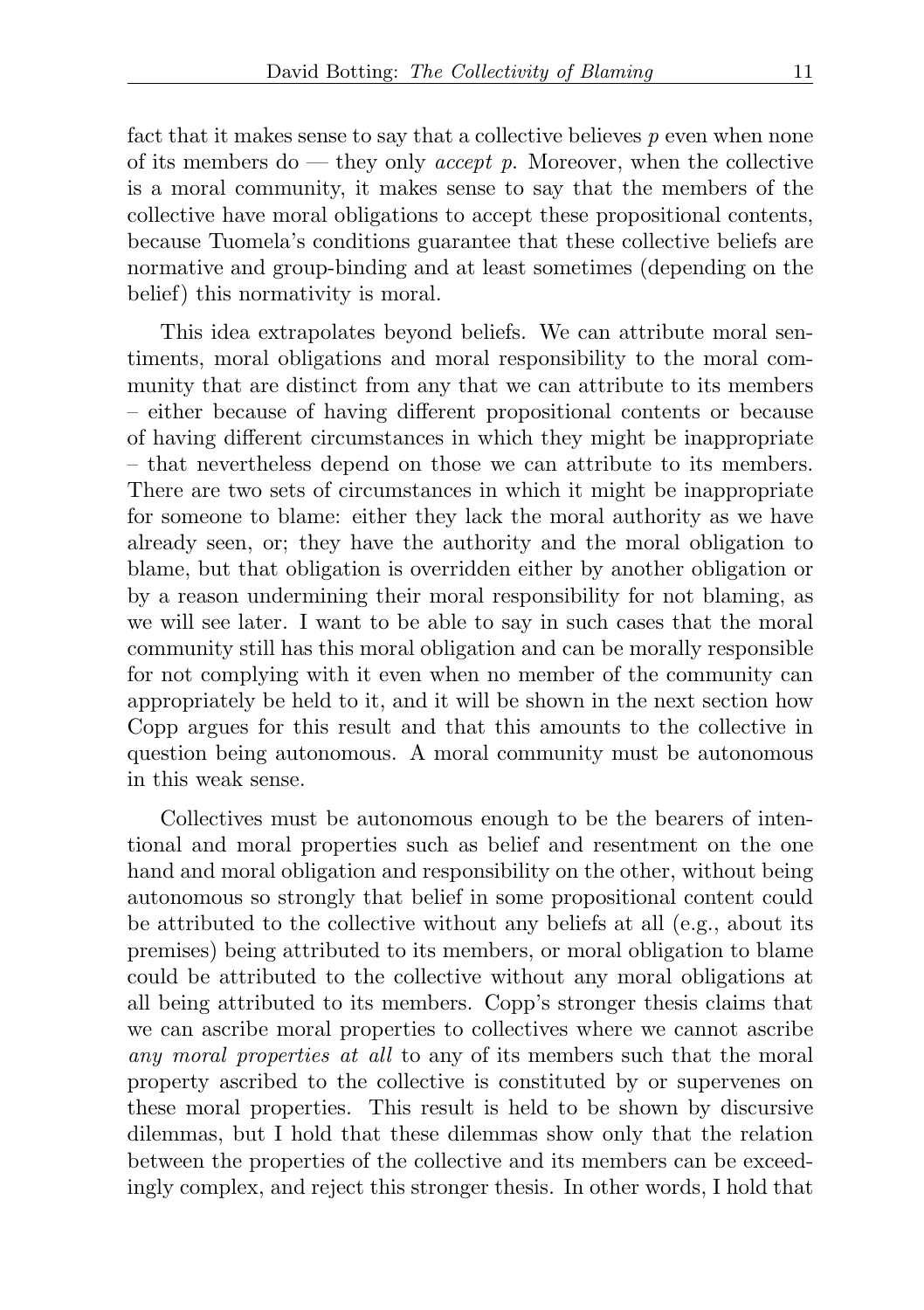fact that it makes sense to say that a collective believes $p$ even when none of its members do — they only *accept* $p$. Moreover, when the collective is a moral community, it makes sense to say that the members of the collective have moral obligations to accept these propositional contents, because Tuomela's conditions guarantee that these collective beliefs are normative and group-binding and at least sometimes (depending on the belief) this normativity is moral.

This idea extrapolates beyond beliefs. We can attribute moral sentiments, moral obligations and moral responsibility to the moral community that are distinct from any that we can attribute to its members – either because of having different propositional contents or because of having different circumstances in which they might be inappropriate – that nevertheless depend on those we can attribute to its members. There are two sets of circumstances in which it might be inappropriate for someone to blame: either they lack the moral authority as we have already seen, or; they have the authority and the moral obligation to blame, but that obligation is overridden either by another obligation or by a reason undermining their moral responsibility for not blaming, as we will see later. I want to be able to say in such cases that the moral community still has this moral obligation and can be morally responsible for not complying with it even when no member of the community can appropriately be held to it, and it will be shown in the next section how Copp argues for this result and that this amounts to the collective in question being autonomous. A moral community must be autonomous in this weak sense.

Collectives must be autonomous enough to be the bearers of intentional and moral properties such as belief and resentment on the one hand and moral obligation and responsibility on the other, without being autonomous so strongly that belief in some propositional content could be attributed to the collective without any beliefs at all (e.g., about its premises) being attributed to its members, or moral obligation to blame could be attributed to the collective without any moral obligations at all being attributed to its members. Copp's stronger thesis claims that we can ascribe moral properties to collectives where we cannot ascribe *any moral properties at all* to any of its members such that the moral property ascribed to the collective is constituted by or supervenes on these moral properties. This result is held to be shown by discursive dilemmas, but I hold that these dilemmas show only that the relation between the properties of the collective and its members can be exceedingly complex, and reject this stronger thesis. In other words, I hold that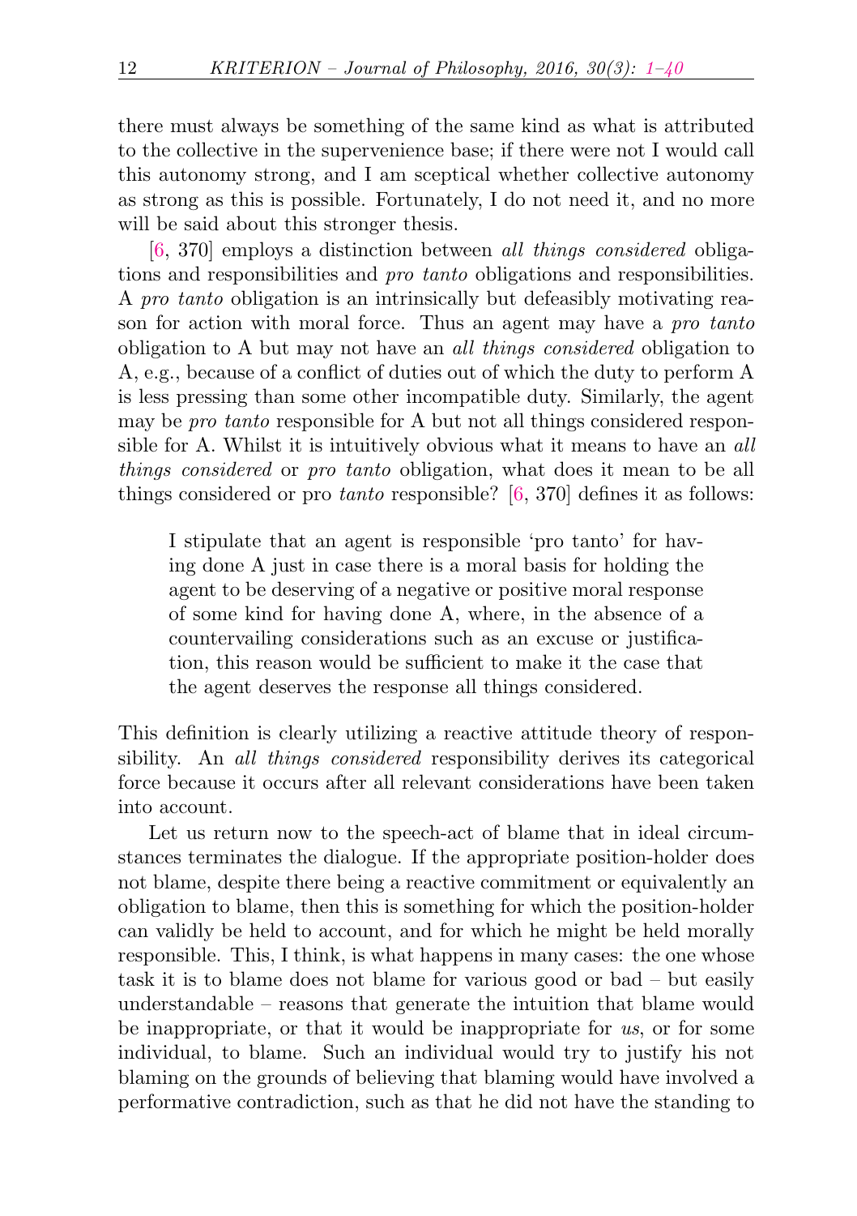there must always be something of the same kind as what is attributed to the collective in the supervenience base; if there were not I would call this autonomy strong, and I am sceptical whether collective autonomy as strong as this is possible. Fortunately, I do not need it, and no more will be said about this stronger thesis.

[6, 370] employs a distinction between *all things considered* obligations and responsibilities and *pro tanto* obligations and responsibilities. A *pro tanto* obligation is an intrinsically but defeasibly motivating reason for action with moral force. Thus an agent may have a *pro tanto* obligation to A but may not have an *all things considered* obligation to A, e.g., because of a conflict of duties out of which the duty to perform A is less pressing than some other incompatible duty. Similarly, the agent may be *pro tanto* responsible for A but not all things considered responsible for A. Whilst it is intuitively obvious what it means to have an *all things considered* or *pro tanto* obligation, what does it mean to be all things considered or pro *tanto* responsible? [6, 370] defines it as follows:

> I stipulate that an agent is responsible 'pro tanto' for having done A just in case there is a moral basis for holding the agent to be deserving of a negative or positive moral response of some kind for having done A, where, in the absence of a countervailing considerations such as an excuse or justification, this reason would be sufficient to make it the case that the agent deserves the response all things considered.

This definition is clearly utilizing a reactive attitude theory of responsibility. An *all things considered* responsibility derives its categorical force because it occurs after all relevant considerations have been taken into account.

Let us return now to the speech-act of blame that in ideal circumstances terminates the dialogue. If the appropriate position-holder does not blame, despite there being a reactive commitment or equivalently an obligation to blame, then this is something for which the position-holder can validly be held to account, and for which he might be held morally responsible. This, I think, is what happens in many cases: the one whose task it is to blame does not blame for various good or bad – but easily understandable – reasons that generate the intuition that blame would be inappropriate, or that it would be inappropriate for *us*, or for some individual, to blame. Such an individual would try to justify his not blaming on the grounds of believing that blaming would have involved a performative contradiction, such as that he did not have the standing to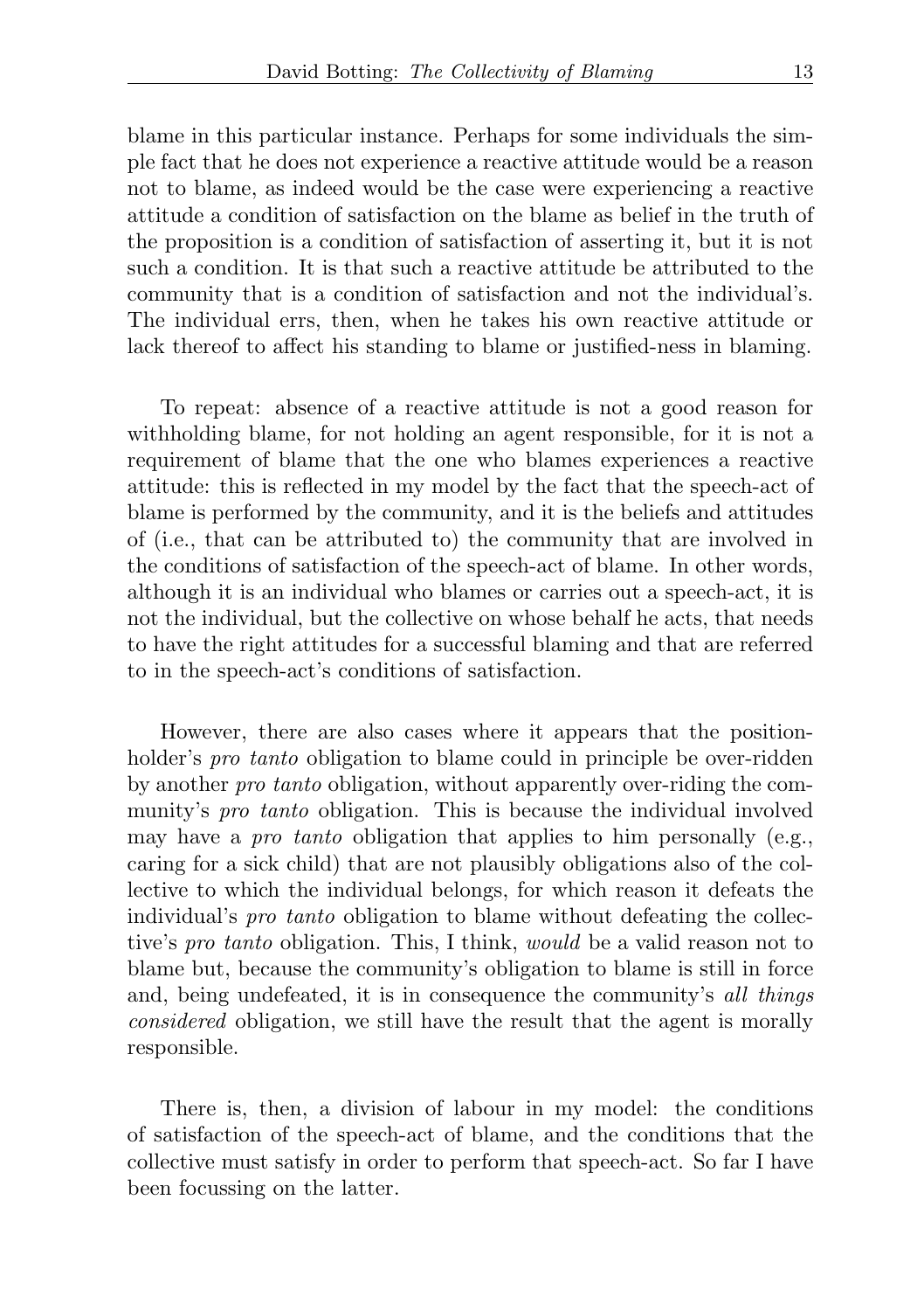blame in this particular instance. Perhaps for some individuals the simple fact that he does not experience a reactive attitude would be a reason not to blame, as indeed would be the case were experiencing a reactive attitude a condition of satisfaction on the blame as belief in the truth of the proposition is a condition of satisfaction of asserting it, but it is not such a condition. It is that such a reactive attitude be attributed to the community that is a condition of satisfaction and not the individual's. The individual errs, then, when he takes his own reactive attitude or lack thereof to affect his standing to blame or justified-ness in blaming.

To repeat: absence of a reactive attitude is not a good reason for withholding blame, for not holding an agent responsible, for it is not a requirement of blame that the one who blames experiences a reactive attitude: this is reflected in my model by the fact that the speech-act of blame is performed by the community, and it is the beliefs and attitudes of (i.e., that can be attributed to) the community that are involved in the conditions of satisfaction of the speech-act of blame. In other words, although it is an individual who blames or carries out a speech-act, it is not the individual, but the collective on whose behalf he acts, that needs to have the right attitudes for a successful blaming and that are referred to in the speech-act's conditions of satisfaction.

However, there are also cases where it appears that the position-holder's *pro tanto* obligation to blame could in principle be over-ridden by another *pro tanto* obligation, without apparently over-riding the community's *pro tanto* obligation. This is because the individual involved may have a *pro tanto* obligation that applies to him personally (e.g., caring for a sick child) that are not plausibly obligations also of the collective to which the individual belongs, for which reason it defeats the individual's *pro tanto* obligation to blame without defeating the collective's *pro tanto* obligation. This, I think, *would* be a valid reason not to blame but, because the community's obligation to blame is still in force and, being undefeated, it is in consequence the community's *all things considered* obligation, we still have the result that the agent is morally responsible.

There is, then, a division of labour in my model: the conditions of satisfaction of the speech-act of blame, and the conditions that the collective must satisfy in order to perform that speech-act. So far I have been focussing on the latter.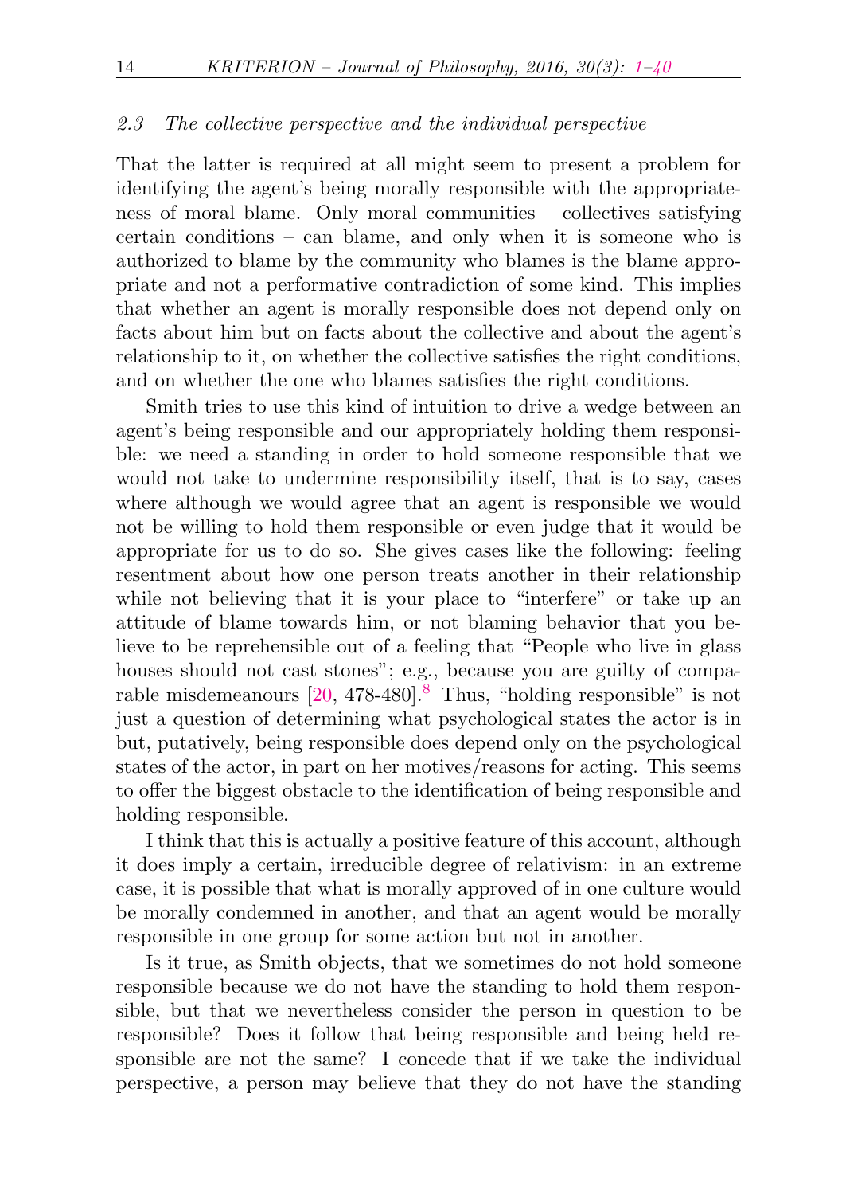### 2.3 The collective perspective and the individual perspective

That the latter is required at all might seem to present a problem for identifying the agent's being morally responsible with the appropriateness of moral blame. Only moral communities – collectives satisfying certain conditions – can blame, and only when it is someone who is authorized to blame by the community who blames is the blame appropriate and not a performative contradiction of some kind. This implies that whether an agent is morally responsible does not depend only on facts about him but on facts about the collective and about the agent's relationship to it, on whether the collective satisfies the right conditions, and on whether the one who blames satisfies the right conditions.

Smith tries to use this kind of intuition to drive a wedge between an agent's being responsible and our appropriately holding them responsible: we need a standing in order to hold someone responsible that we would not take to undermine responsibility itself, that is to say, cases where although we would agree that an agent is responsible we would not be willing to hold them responsible or even judge that it would be appropriate for us to do so. She gives cases like the following: feeling resentment about how one person treats another in their relationship while not believing that it is your place to "interfere" or take up an attitude of blame towards him, or not blaming behavior that you believe to be reprehensible out of a feeling that "People who live in glass houses should not cast stones"; e.g., because you are guilty of comparable misdemeanours [20, 478-480].[8] Thus, "holding responsible" is not just a question of determining what psychological states the actor is in but, putatively, being responsible does depend only on the psychological states of the actor, in part on her motives/reasons for acting. This seems to offer the biggest obstacle to the identification of being responsible and holding responsible.

I think that this is actually a positive feature of this account, although it does imply a certain, irreducible degree of relativism: in an extreme case, it is possible that what is morally approved of in one culture would be morally condemned in another, and that an agent would be morally responsible in one group for some action but not in another.

Is it true, as Smith objects, that we sometimes do not hold someone responsible because we do not have the standing to hold them responsible, but that we nevertheless consider the person in question to be responsible? Does it follow that being responsible and being held responsible are not the same? I concede that if we take the individual perspective, a person may believe that they do not have the standing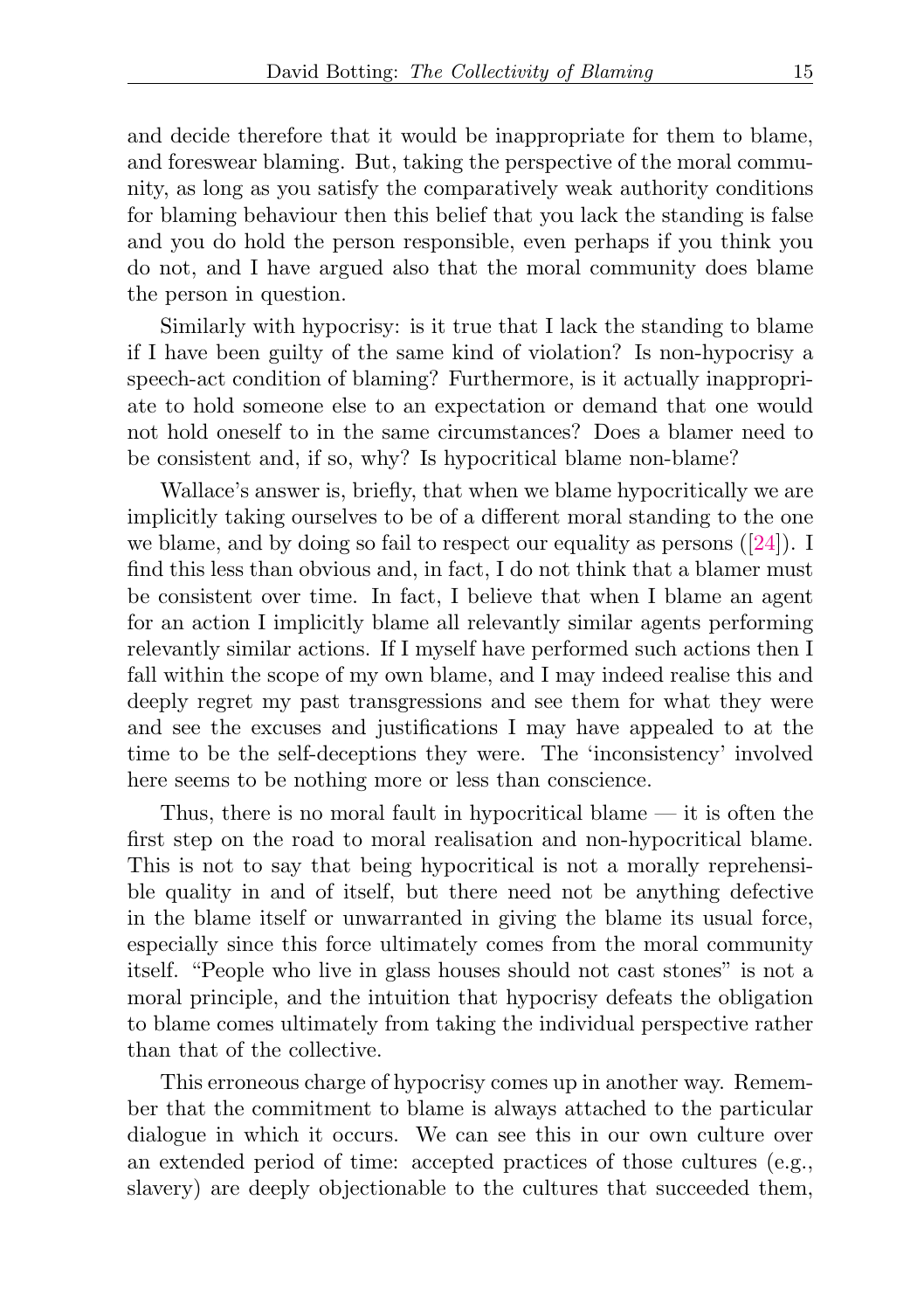and decide therefore that it would be inappropriate for them to blame, and foreswear blaming. But, taking the perspective of the moral community, as long as you satisfy the comparatively weak authority conditions for blaming behaviour then this belief that you lack the standing is false and you do hold the person responsible, even perhaps if you think you do not, and I have argued also that the moral community does blame the person in question.

Similarly with hypocrisy: is it true that I lack the standing to blame if I have been guilty of the same kind of violation? Is non-hypocrisy a speech-act condition of blaming? Furthermore, is it actually inappropriate to hold someone else to an expectation or demand that one would not hold oneself to in the same circumstances? Does a blamer need to be consistent and, if so, why? Is hypocritical blame non-blame?

Wallace's answer is, briefly, that when we blame hypocritically we are implicitly taking ourselves to be of a different moral standing to the one we blame, and by doing so fail to respect our equality as persons ([24]). I find this less than obvious and, in fact, I do not think that a blamer must be consistent over time. In fact, I believe that when I blame an agent for an action I implicitly blame all relevantly similar agents performing relevantly similar actions. If I myself have performed such actions then I fall within the scope of my own blame, and I may indeed realise this and deeply regret my past transgressions and see them for what they were and see the excuses and justifications I may have appealed to at the time to be the self-deceptions they were. The 'inconsistency' involved here seems to be nothing more or less than conscience.

Thus, there is no moral fault in hypocritical blame — it is often the first step on the road to moral realisation and non-hypocritical blame. This is not to say that being hypocritical is not a morally reprehensible quality in and of itself, but there need not be anything defective in the blame itself or unwarranted in giving the blame its usual force, especially since this force ultimately comes from the moral community itself. "People who live in glass houses should not cast stones" is not a moral principle, and the intuition that hypocrisy defeats the obligation to blame comes ultimately from taking the individual perspective rather than that of the collective.

This erroneous charge of hypocrisy comes up in another way. Remember that the commitment to blame is always attached to the particular dialogue in which it occurs. We can see this in our own culture over an extended period of time: accepted practices of those cultures (e.g., slavery) are deeply objectionable to the cultures that succeeded them,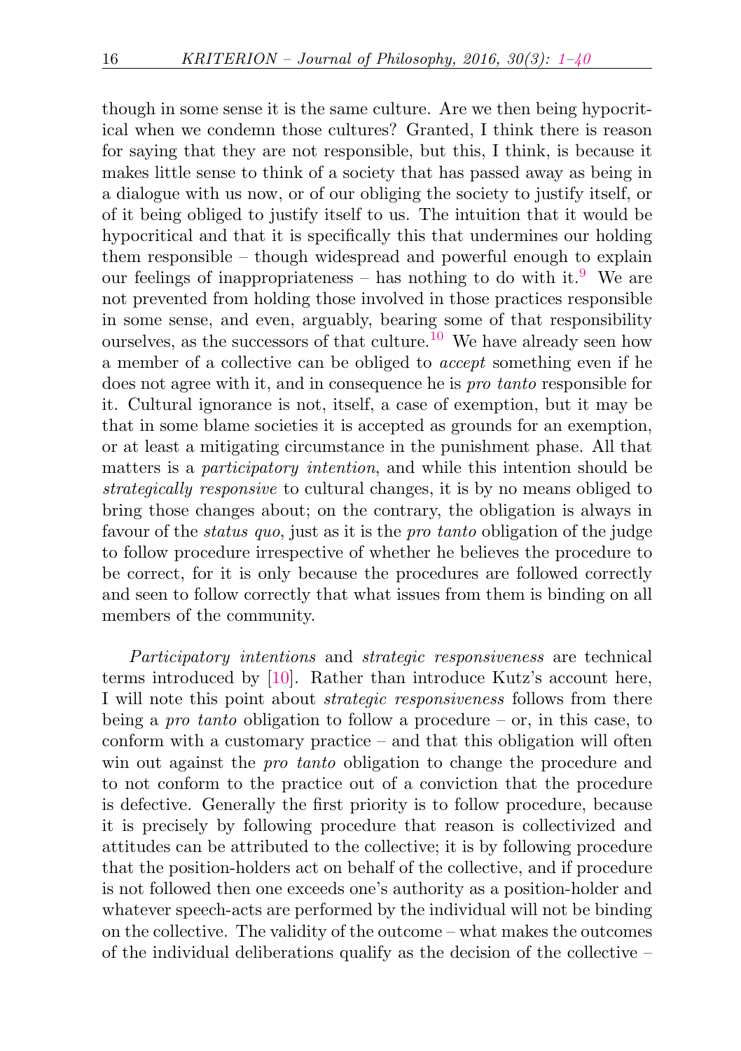though in some sense it is the same culture. Are we then being hypocritical when we condemn those cultures? Granted, I think there is reason for saying that they are not responsible, but this, I think, is because it makes little sense to think of a society that has passed away as being in a dialogue with us now, or of our obliging the society to justify itself, or of it being obliged to justify itself to us. The intuition that it would be hypocritical and that it is specifically this that undermines our holding them responsible – though widespread and powerful enough to explain our feelings of inappropriateness – has nothing to do with it.[9] We are not prevented from holding those involved in those practices responsible in some sense, and even, arguably, bearing some of that responsibility ourselves, as the successors of that culture.[10] We have already seen how a member of a collective can be obliged to *accept* something even if he does not agree with it, and in consequence he is *pro tanto* responsible for it. Cultural ignorance is not, itself, a case of exemption, but it may be that in some blame societies it is accepted as grounds for an exemption, or at least a mitigating circumstance in the punishment phase. All that matters is a *participatory intention*, and while this intention should be *strategically responsive* to cultural changes, it is by no means obliged to bring those changes about; on the contrary, the obligation is always in favour of the *status quo*, just as it is the *pro tanto* obligation of the judge to follow procedure irrespective of whether he believes the procedure to be correct, for it is only because the procedures are followed correctly and seen to follow correctly that what issues from them is binding on all members of the community.

*Participatory intentions* and *strategic responsiveness* are technical terms introduced by [10]. Rather than introduce Kutz's account here, I will note this point about *strategic responsiveness* follows from there being a *pro tanto* obligation to follow a procedure – or, in this case, to conform with a customary practice – and that this obligation will often win out against the *pro tanto* obligation to change the procedure and to not conform to the practice out of a conviction that the procedure is defective. Generally the first priority is to follow procedure, because it is precisely by following procedure that reason is collectivized and attitudes can be attributed to the collective; it is by following procedure that the position-holders act on behalf of the collective, and if procedure is not followed then one exceeds one's authority as a position-holder and whatever speech-acts are performed by the individual will not be binding on the collective. The validity of the outcome – what makes the outcomes of the individual deliberations qualify as the decision of the collective –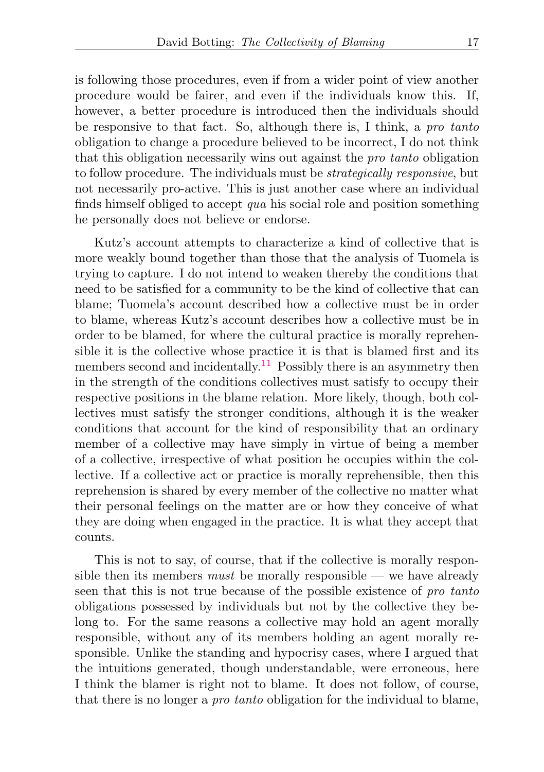is following those procedures, even if from a wider point of view another procedure would be fairer, and even if the individuals know this. If, however, a better procedure is introduced then the individuals should be responsive to that fact. So, although there is, I think, a *pro tanto* obligation to change a procedure believed to be incorrect, I do not think that this obligation necessarily wins out against the *pro tanto* obligation to follow procedure. The individuals must be *strategically responsive*, but not necessarily pro-active. This is just another case where an individual finds himself obliged to accept *qua* his social role and position something he personally does not believe or endorse.

Kutz's account attempts to characterize a kind of collective that is more weakly bound together than those that the analysis of Tuomela is trying to capture. I do not intend to weaken thereby the conditions that need to be satisfied for a community to be the kind of collective that can blame; Tuomela's account described how a collective must be in order to blame, whereas Kutz's account describes how a collective must be in order to be blamed, for where the cultural practice is morally reprehensible it is the collective whose practice it is that is blamed first and its members second and incidentally.[11] Possibly there is an asymmetry then in the strength of the conditions collectives must satisfy to occupy their respective positions in the blame relation. More likely, though, both collectives must satisfy the stronger conditions, although it is the weaker conditions that account for the kind of responsibility that an ordinary member of a collective may have simply in virtue of being a member of a collective, irrespective of what position he occupies within the collective. If a collective act or practice is morally reprehensible, then this reprehension is shared by every member of the collective no matter what their personal feelings on the matter are or how they conceive of what they are doing when engaged in the practice. It is what they accept that counts.

This is not to say, of course, that if the collective is morally responsible then its members *must* be morally responsible — we have already seen that this is not true because of the possible existence of *pro tanto* obligations possessed by individuals but not by the collective they belong to. For the same reasons a collective may hold an agent morally responsible, without any of its members holding an agent morally responsible. Unlike the standing and hypocrisy cases, where I argued that the intuitions generated, though understandable, were erroneous, here I think the blamer is right not to blame. It does not follow, of course, that there is no longer a *pro tanto* obligation for the individual to blame,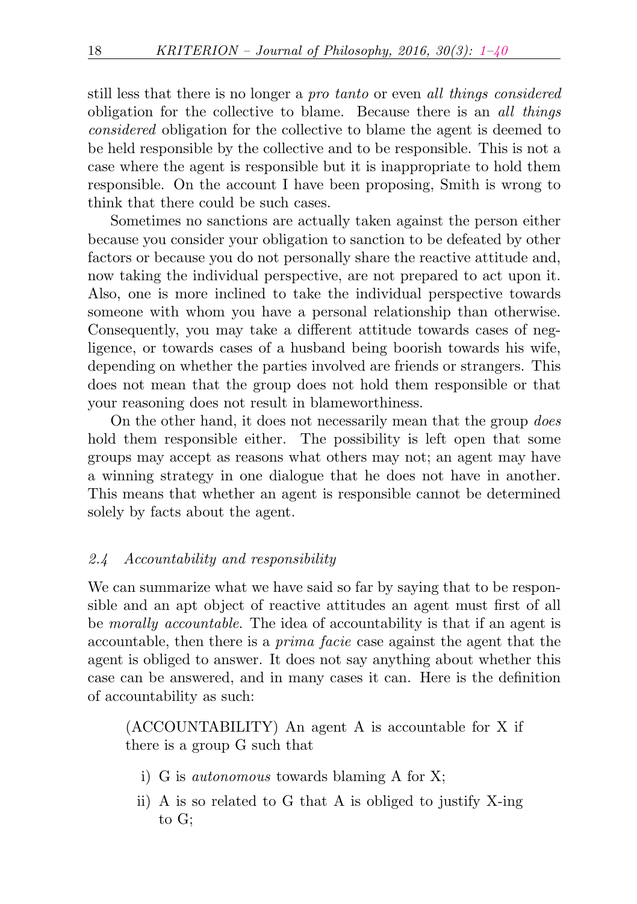still less that there is no longer a *pro tanto* or even *all things considered* obligation for the collective to blame. Because there is an *all things considered* obligation for the collective to blame the agent is deemed to be held responsible by the collective and to be responsible. This is not a case where the agent is responsible but it is inappropriate to hold them responsible. On the account I have been proposing, Smith is wrong to think that there could be such cases.

Sometimes no sanctions are actually taken against the person either because you consider your obligation to sanction to be defeated by other factors or because you do not personally share the reactive attitude and, now taking the individual perspective, are not prepared to act upon it. Also, one is more inclined to take the individual perspective towards someone with whom you have a personal relationship than otherwise. Consequently, you may take a different attitude towards cases of negligence, or towards cases of a husband being boorish towards his wife, depending on whether the parties involved are friends or strangers. This does not mean that the group does not hold them responsible or that your reasoning does not result in blameworthiness.

On the other hand, it does not necessarily mean that the group *does* hold them responsible either. The possibility is left open that some groups may accept as reasons what others may not; an agent may have a winning strategy in one dialogue that he does not have in another. This means that whether an agent is responsible cannot be determined solely by facts about the agent.

### *2.4 Accountability and responsibility*

We can summarize what we have said so far by saying that to be responsible and an apt object of reactive attitudes an agent must first of all be *morally accountable*. The idea of accountability is that if an agent is accountable, then there is a *prima facie* case against the agent that the agent is obliged to answer. It does not say anything about whether this case can be answered, and in many cases it can. Here is the definition of accountability as such:

> (ACCOUNTABILITY) An agent A is accountable for X if there is a group G such that
>
> i) G is *autonomous* towards blaming A for X;
>
> ii) A is so related to G that A is obliged to justify X-ing to G;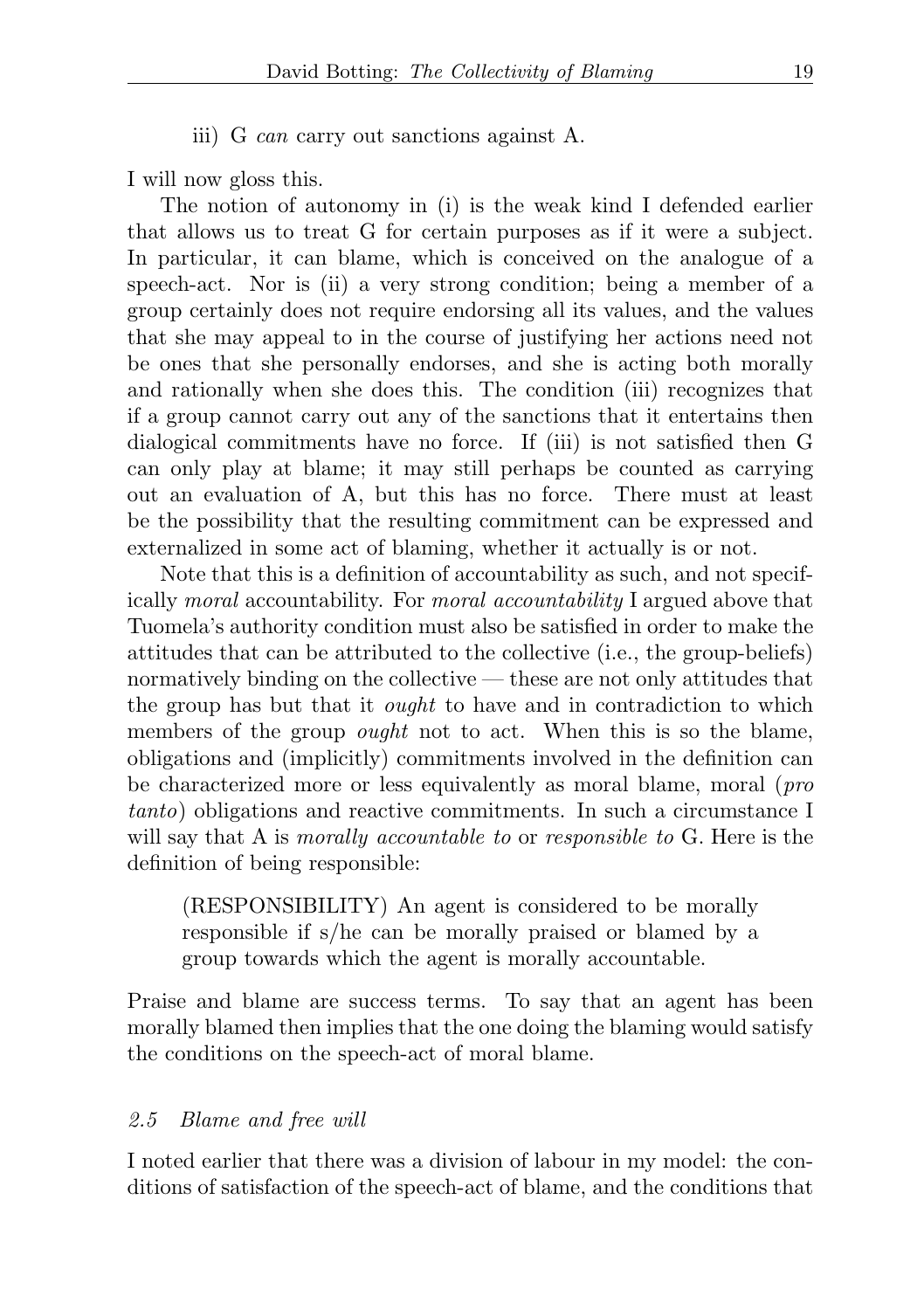iii) G *can* carry out sanctions against A.

I will now gloss this.

The notion of autonomy in (i) is the weak kind I defended earlier that allows us to treat G for certain purposes as if it were a subject. In particular, it can blame, which is conceived on the analogue of a speech-act. Nor is (ii) a very strong condition; being a member of a group certainly does not require endorsing all its values, and the values that she may appeal to in the course of justifying her actions need not be ones that she personally endorses, and she is acting both morally and rationally when she does this. The condition (iii) recognizes that if a group cannot carry out any of the sanctions that it entertains then dialogical commitments have no force. If (iii) is not satisfied then G can only play at blame; it may still perhaps be counted as carrying out an evaluation of A, but this has no force. There must at least be the possibility that the resulting commitment can be expressed and externalized in some act of blaming, whether it actually is or not.

Note that this is a definition of accountability as such, and not specifically *moral* accountability. For *moral accountability* I argued above that Tuomela's authority condition must also be satisfied in order to make the attitudes that can be attributed to the collective (i.e., the group-beliefs) normatively binding on the collective — these are not only attitudes that the group has but that it *ought* to have and in contradiction to which members of the group *ought* not to act. When this is so the blame, obligations and (implicitly) commitments involved in the definition can be characterized more or less equivalently as moral blame, moral (*pro tanto*) obligations and reactive commitments. In such a circumstance I will say that A is *morally accountable to* or *responsible to* G. Here is the definition of being responsible:

> (RESPONSIBILITY) An agent is considered to be morally responsible if s/he can be morally praised or blamed by a group towards which the agent is morally accountable.

Praise and blame are success terms. To say that an agent has been morally blamed then implies that the one doing the blaming would satisfy the conditions on the speech-act of moral blame.

### *2.5 Blame and free will*

I noted earlier that there was a division of labour in my model: the conditions of satisfaction of the speech-act of blame, and the conditions that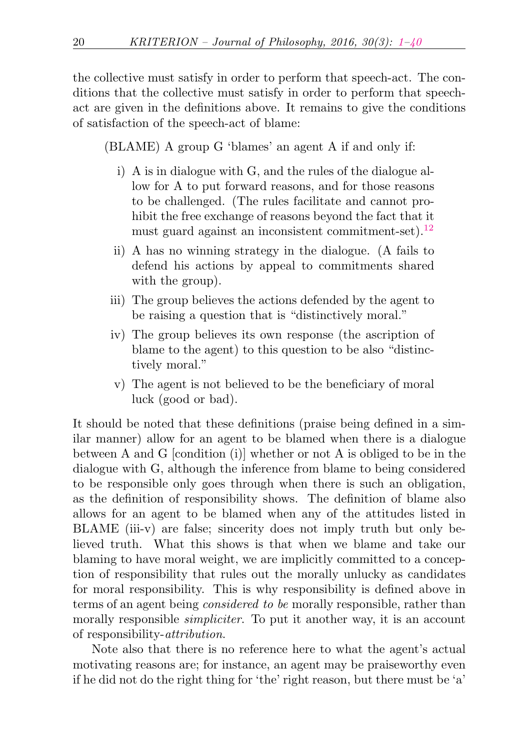the collective must satisfy in order to perform that speech-act. The conditions that the collective must satisfy in order to perform that speech-act are given in the definitions above. It remains to give the conditions of satisfaction of the speech-act of blame:

(BLAME) A group G 'blames' an agent A if and only if:

i) A is in dialogue with G, and the rules of the dialogue allow for A to put forward reasons, and for those reasons to be challenged. (The rules facilitate and cannot prohibit the free exchange of reasons beyond the fact that it must guard against an inconsistent commitment-set).[12]

ii) A has no winning strategy in the dialogue. (A fails to defend his actions by appeal to commitments shared with the group).

iii) The group believes the actions defended by the agent to be raising a question that is "distinctively moral."

iv) The group believes its own response (the ascription of blame to the agent) to this question to be also "distinctively moral."

v) The agent is not believed to be the beneficiary of moral luck (good or bad).

It should be noted that these definitions (praise being defined in a similar manner) allow for an agent to be blamed when there is a dialogue between A and G [condition (i)] whether or not A is obliged to be in the dialogue with G, although the inference from blame to being considered to be responsible only goes through when there is such an obligation, as the definition of responsibility shows. The definition of blame also allows for an agent to be blamed when any of the attitudes listed in BLAME (iii-v) are false; sincerity does not imply truth but only believed truth. What this shows is that when we blame and take our blaming to have moral weight, we are implicitly committed to a conception of responsibility that rules out the morally unlucky as candidates for moral responsibility. This is why responsibility is defined above in terms of an agent being *considered to be* morally responsible, rather than morally responsible *simpliciter*. To put it another way, it is an account of responsibility-*attribution*.

Note also that there is no reference here to what the agent's actual motivating reasons are; for instance, an agent may be praiseworthy even if he did not do the right thing for 'the' right reason, but there must be 'a'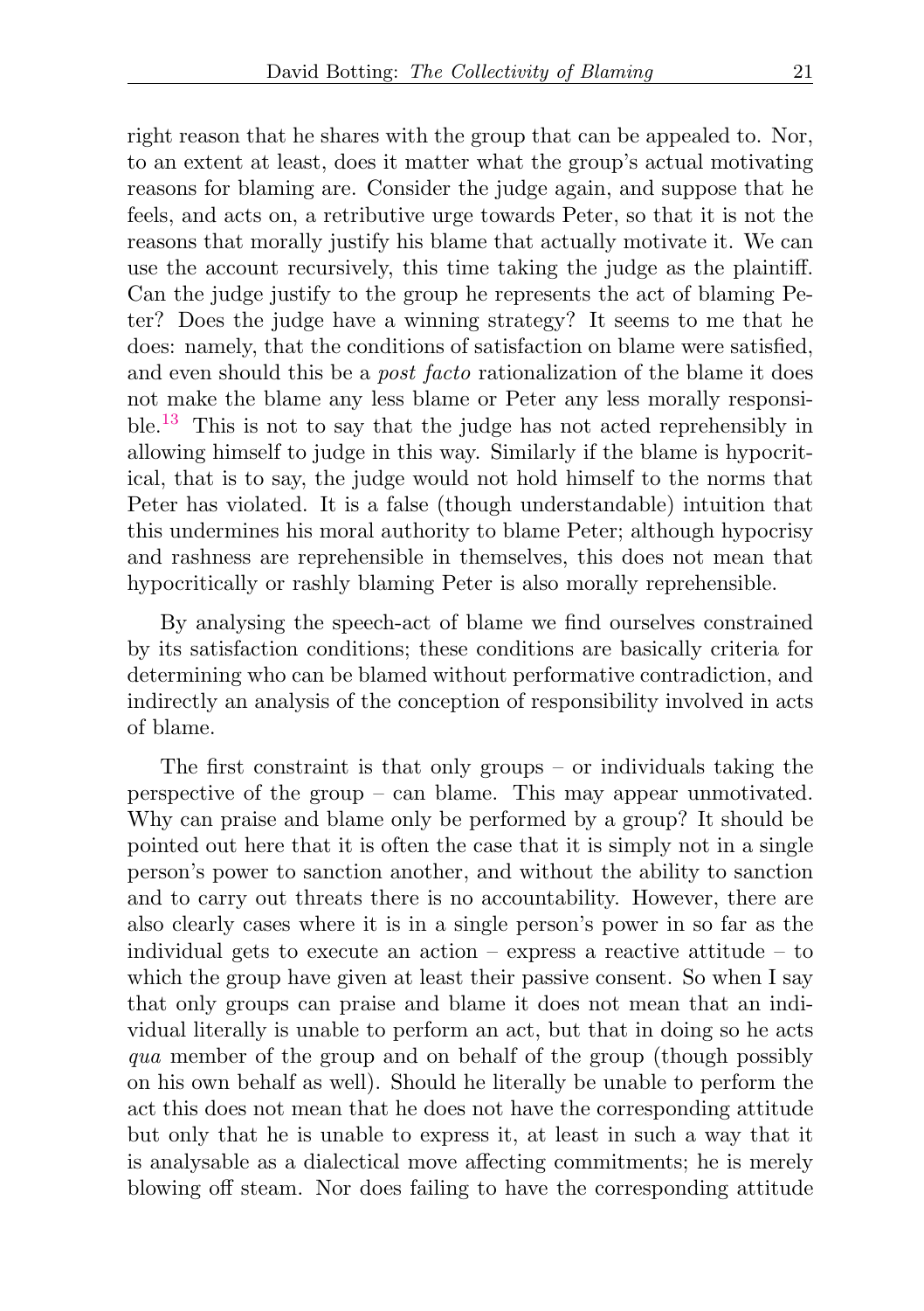right reason that he shares with the group that can be appealed to. Nor, to an extent at least, does it matter what the group's actual motivating reasons for blaming are. Consider the judge again, and suppose that he feels, and acts on, a retributive urge towards Peter, so that it is not the reasons that morally justify his blame that actually motivate it. We can use the account recursively, this time taking the judge as the plaintiff. Can the judge justify to the group he represents the act of blaming Peter? Does the judge have a winning strategy? It seems to me that he does: namely, that the conditions of satisfaction on blame were satisfied, and even should this be a *post facto* rationalization of the blame it does not make the blame any less blame or Peter any less morally responsible.[13] This is not to say that the judge has not acted reprehensibly in allowing himself to judge in this way. Similarly if the blame is hypocritical, that is to say, the judge would not hold himself to the norms that Peter has violated. It is a false (though understandable) intuition that this undermines his moral authority to blame Peter; although hypocrisy and rashness are reprehensible in themselves, this does not mean that hypocritically or rashly blaming Peter is also morally reprehensible.

By analysing the speech-act of blame we find ourselves constrained by its satisfaction conditions; these conditions are basically criteria for determining who can be blamed without performative contradiction, and indirectly an analysis of the conception of responsibility involved in acts of blame.

The first constraint is that only groups – or individuals taking the perspective of the group – can blame. This may appear unmotivated. Why can praise and blame only be performed by a group? It should be pointed out here that it is often the case that it is simply not in a single person's power to sanction another, and without the ability to sanction and to carry out threats there is no accountability. However, there are also clearly cases where it is in a single person's power in so far as the individual gets to execute an action – express a reactive attitude – to which the group have given at least their passive consent. So when I say that only groups can praise and blame it does not mean that an individual literally is unable to perform an act, but that in doing so he acts *qua* member of the group and on behalf of the group (though possibly on his own behalf as well). Should he literally be unable to perform the act this does not mean that he does not have the corresponding attitude but only that he is unable to express it, at least in such a way that it is analysable as a dialectical move affecting commitments; he is merely blowing off steam. Nor does failing to have the corresponding attitude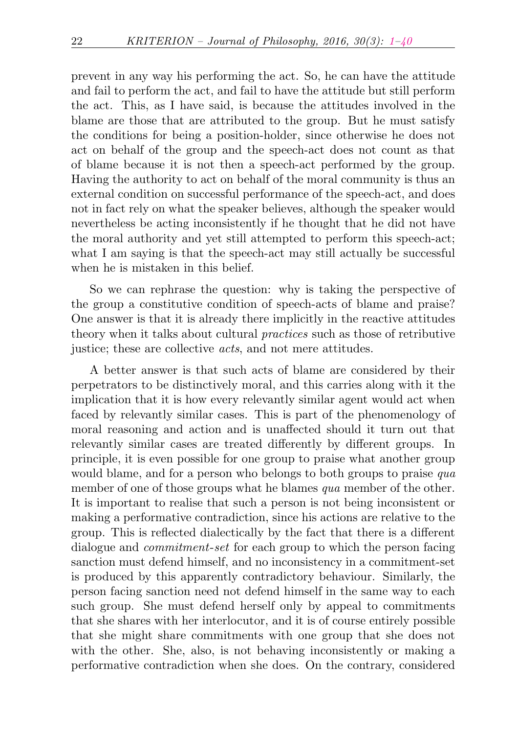prevent in any way his performing the act. So, he can have the attitude and fail to perform the act, and fail to have the attitude but still perform the act. This, as I have said, is because the attitudes involved in the blame are those that are attributed to the group. But he must satisfy the conditions for being a position-holder, since otherwise he does not act on behalf of the group and the speech-act does not count as that of blame because it is not then a speech-act performed by the group. Having the authority to act on behalf of the moral community is thus an external condition on successful performance of the speech-act, and does not in fact rely on what the speaker believes, although the speaker would nevertheless be acting inconsistently if he thought that he did not have the moral authority and yet still attempted to perform this speech-act; what I am saying is that the speech-act may still actually be successful when he is mistaken in this belief.

So we can rephrase the question: why is taking the perspective of the group a constitutive condition of speech-acts of blame and praise? One answer is that it is already there implicitly in the reactive attitudes theory when it talks about cultural *practices* such as those of retributive justice; these are collective *acts*, and not mere attitudes.

A better answer is that such acts of blame are considered by their perpetrators to be distinctively moral, and this carries along with it the implication that it is how every relevantly similar agent would act when faced by relevantly similar cases. This is part of the phenomenology of moral reasoning and action and is unaffected should it turn out that relevantly similar cases are treated differently by different groups. In principle, it is even possible for one group to praise what another group would blame, and for a person who belongs to both groups to praise *qua* member of one of those groups what he blames *qua* member of the other. It is important to realise that such a person is not being inconsistent or making a performative contradiction, since his actions are relative to the group. This is reflected dialectically by the fact that there is a different dialogue and *commitment-set* for each group to which the person facing sanction must defend himself, and no inconsistency in a commitment-set is produced by this apparently contradictory behaviour. Similarly, the person facing sanction need not defend himself in the same way to each such group. She must defend herself only by appeal to commitments that she shares with her interlocutor, and it is of course entirely possible that she might share commitments with one group that she does not with the other. She, also, is not behaving inconsistently or making a performative contradiction when she does. On the contrary, considered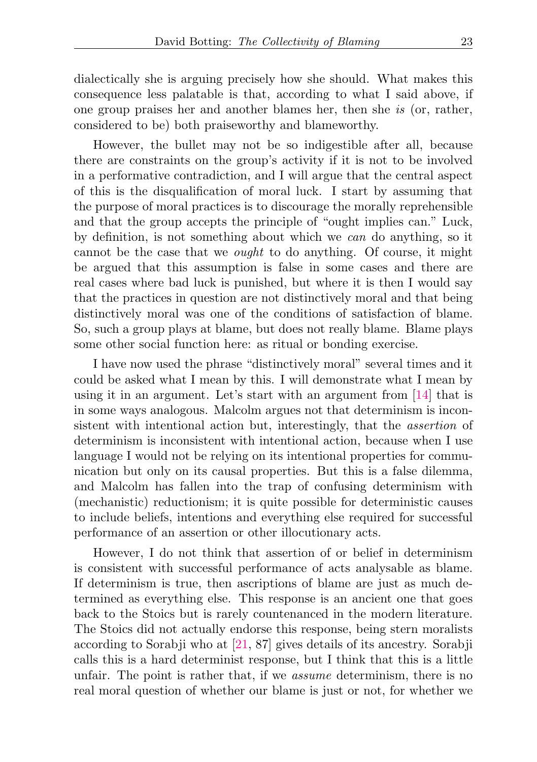dialectically she is arguing precisely how she should. What makes this consequence less palatable is that, according to what I said above, if one group praises her and another blames her, then she *is* (or, rather, considered to be) both praiseworthy and blameworthy.

However, the bullet may not be so indigestible after all, because there are constraints on the group's activity if it is not to be involved in a performative contradiction, and I will argue that the central aspect of this is the disqualification of moral luck. I start by assuming that the purpose of moral practices is to discourage the morally reprehensible and that the group accepts the principle of "ought implies can." Luck, by definition, is not something about which we *can* do anything, so it cannot be the case that we *ought* to do anything. Of course, it might be argued that this assumption is false in some cases and there are real cases where bad luck is punished, but where it is then I would say that the practices in question are not distinctively moral and that being distinctively moral was one of the conditions of satisfaction of blame. So, such a group plays at blame, but does not really blame. Blame plays some other social function here: as ritual or bonding exercise.

I have now used the phrase "distinctively moral" several times and it could be asked what I mean by this. I will demonstrate what I mean by using it in an argument. Let's start with an argument from [14] that is in some ways analogous. Malcolm argues not that determinism is inconsistent with intentional action but, interestingly, that the *assertion* of determinism is inconsistent with intentional action, because when I use language I would not be relying on its intentional properties for communication but only on its causal properties. But this is a false dilemma, and Malcolm has fallen into the trap of confusing determinism with (mechanistic) reductionism; it is quite possible for deterministic causes to include beliefs, intentions and everything else required for successful performance of an assertion or other illocutionary acts.

However, I do not think that assertion of or belief in determinism is consistent with successful performance of acts analysable as blame. If determinism is true, then ascriptions of blame are just as much determined as everything else. This response is an ancient one that goes back to the Stoics but is rarely countenanced in the modern literature. The Stoics did not actually endorse this response, being stern moralists according to Sorabji who at [21, 87] gives details of its ancestry. Sorabji calls this is a hard determinist response, but I think that this is a little unfair. The point is rather that, if we *assume* determinism, there is no real moral question of whether our blame is just or not, for whether we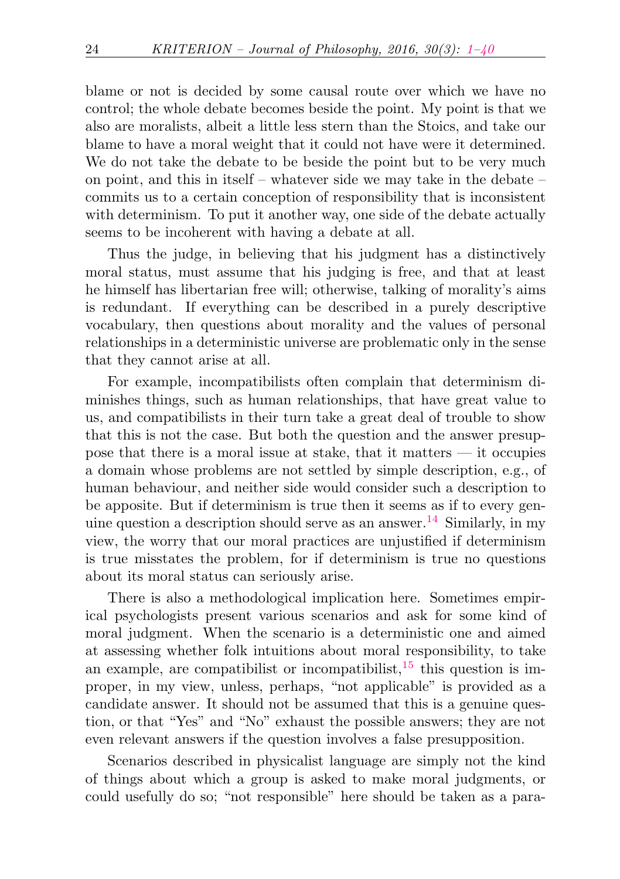blame or not is decided by some causal route over which we have no control; the whole debate becomes beside the point. My point is that we also are moralists, albeit a little less stern than the Stoics, and take our blame to have a moral weight that it could not have were it determined. We do not take the debate to be beside the point but to be very much on point, and this in itself – whatever side we may take in the debate – commits us to a certain conception of responsibility that is inconsistent with determinism. To put it another way, one side of the debate actually seems to be incoherent with having a debate at all.

Thus the judge, in believing that his judgment has a distinctively moral status, must assume that his judging is free, and that at least he himself has libertarian free will; otherwise, talking of morality's aims is redundant. If everything can be described in a purely descriptive vocabulary, then questions about morality and the values of personal relationships in a deterministic universe are problematic only in the sense that they cannot arise at all.

For example, incompatibilists often complain that determinism diminishes things, such as human relationships, that have great value to us, and compatibilists in their turn take a great deal of trouble to show that this is not the case. But both the question and the answer presuppose that there is a moral issue at stake, that it matters — it occupies a domain whose problems are not settled by simple description, e.g., of human behaviour, and neither side would consider such a description to be apposite. But if determinism is true then it seems as if to every genuine question a description should serve as an answer.[14] Similarly, in my view, the worry that our moral practices are unjustified if determinism is true misstates the problem, for if determinism is true no questions about its moral status can seriously arise.

There is also a methodological implication here. Sometimes empirical psychologists present various scenarios and ask for some kind of moral judgment. When the scenario is a deterministic one and aimed at assessing whether folk intuitions about moral responsibility, to take an example, are compatibilist or incompatibilist,[15] this question is improper, in my view, unless, perhaps, "not applicable" is provided as a candidate answer. It should not be assumed that this is a genuine question, or that "Yes" and "No" exhaust the possible answers; they are not even relevant answers if the question involves a false presupposition.

Scenarios described in physicalist language are simply not the kind of things about which a group is asked to make moral judgments, or could usefully do so; "not responsible" here should be taken as a para-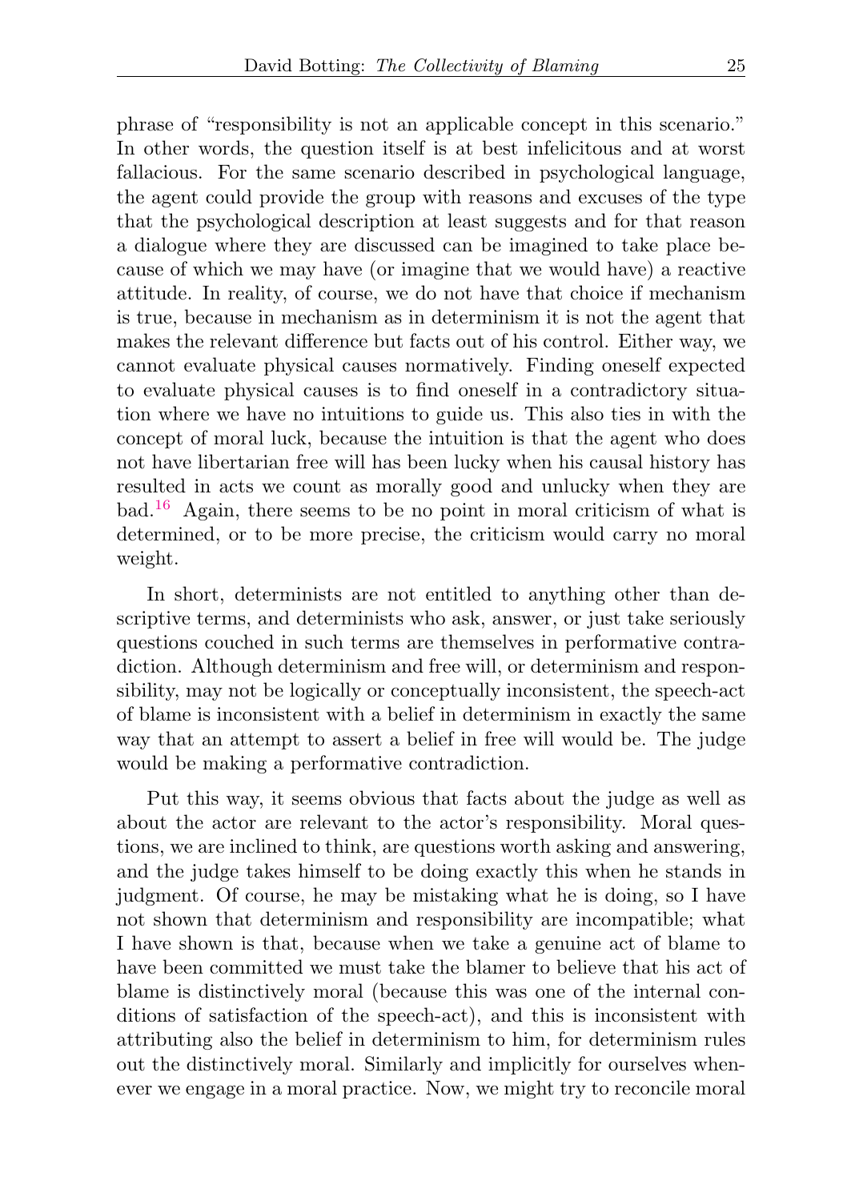phrase of "responsibility is not an applicable concept in this scenario." In other words, the question itself is at best infelicitous and at worst fallacious. For the same scenario described in psychological language, the agent could provide the group with reasons and excuses of the type that the psychological description at least suggests and for that reason a dialogue where they are discussed can be imagined to take place because of which we may have (or imagine that we would have) a reactive attitude. In reality, of course, we do not have that choice if mechanism is true, because in mechanism as in determinism it is not the agent that makes the relevant difference but facts out of his control. Either way, we cannot evaluate physical causes normatively. Finding oneself expected to evaluate physical causes is to find oneself in a contradictory situation where we have no intuitions to guide us. This also ties in with the concept of moral luck, because the intuition is that the agent who does not have libertarian free will has been lucky when his causal history has resulted in acts we count as morally good and unlucky when they are bad.[16] Again, there seems to be no point in moral criticism of what is determined, or to be more precise, the criticism would carry no moral weight.

In short, determinists are not entitled to anything other than descriptive terms, and determinists who ask, answer, or just take seriously questions couched in such terms are themselves in performative contradiction. Although determinism and free will, or determinism and responsibility, may not be logically or conceptually inconsistent, the speech-act of blame is inconsistent with a belief in determinism in exactly the same way that an attempt to assert a belief in free will would be. The judge would be making a performative contradiction.

Put this way, it seems obvious that facts about the judge as well as about the actor are relevant to the actor's responsibility. Moral questions, we are inclined to think, are questions worth asking and answering, and the judge takes himself to be doing exactly this when he stands in judgment. Of course, he may be mistaking what he is doing, so I have not shown that determinism and responsibility are incompatible; what I have shown is that, because when we take a genuine act of blame to have been committed we must take the blamer to believe that his act of blame is distinctively moral (because this was one of the internal conditions of satisfaction of the speech-act), and this is inconsistent with attributing also the belief in determinism to him, for determinism rules out the distinctively moral. Similarly and implicitly for ourselves whenever we engage in a moral practice. Now, we might try to reconcile moral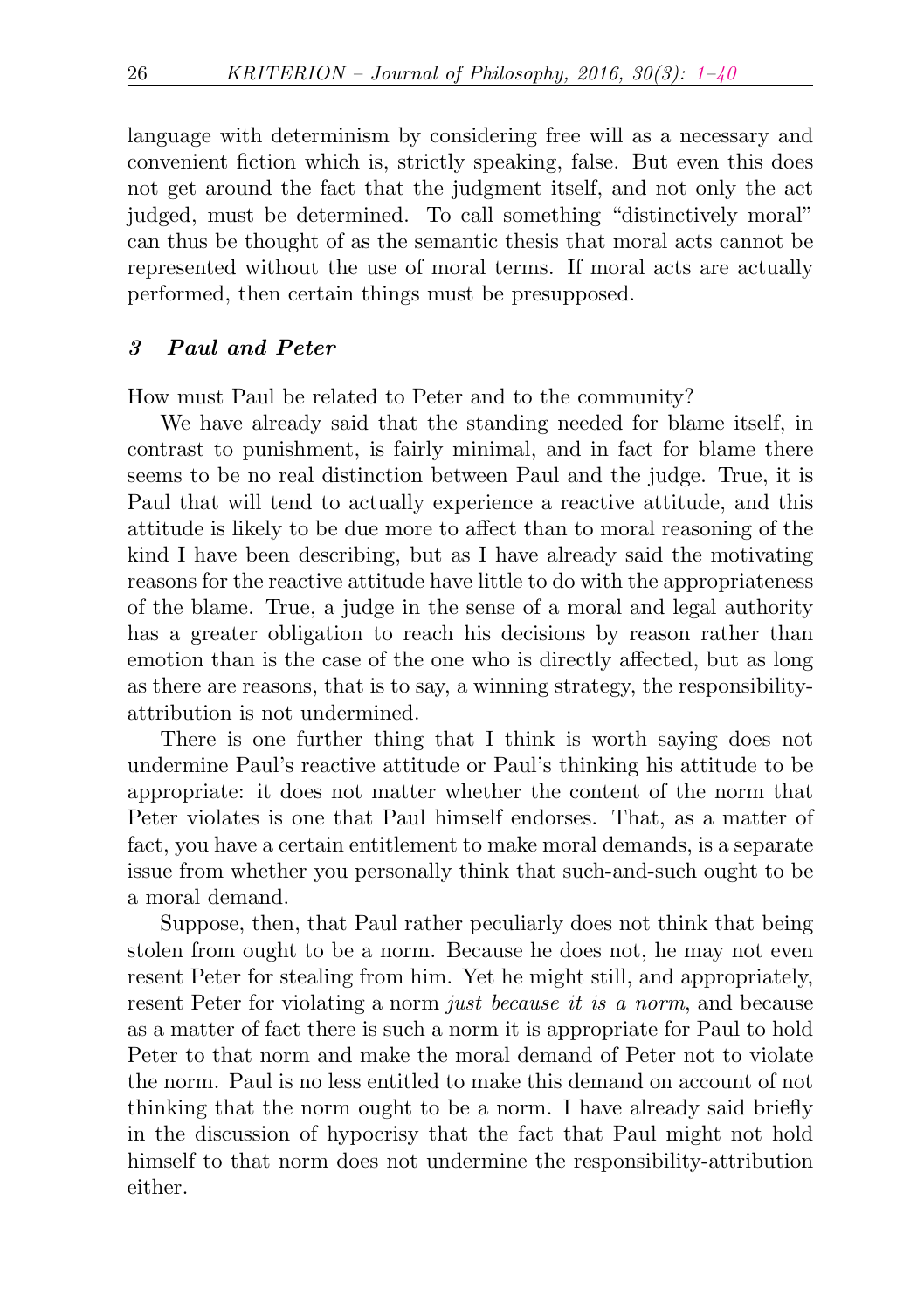language with determinism by considering free will as a necessary and convenient fiction which is, strictly speaking, false. But even this does not get around the fact that the judgment itself, and not only the act judged, must be determined. To call something "distinctively moral" can thus be thought of as the semantic thesis that moral acts cannot be represented without the use of moral terms. If moral acts are actually performed, then certain things must be presupposed.

## 3 Paul and Peter

How must Paul be related to Peter and to the community?

We have already said that the standing needed for blame itself, in contrast to punishment, is fairly minimal, and in fact for blame there seems to be no real distinction between Paul and the judge. True, it is Paul that will tend to actually experience a reactive attitude, and this attitude is likely to be due more to affect than to moral reasoning of the kind I have been describing, but as I have already said the motivating reasons for the reactive attitude have little to do with the appropriateness of the blame. True, a judge in the sense of a moral and legal authority has a greater obligation to reach his decisions by reason rather than emotion than is the case of the one who is directly affected, but as long as there are reasons, that is to say, a winning strategy, the responsibility-attribution is not undermined.

There is one further thing that I think is worth saying does not undermine Paul's reactive attitude or Paul's thinking his attitude to be appropriate: it does not matter whether the content of the norm that Peter violates is one that Paul himself endorses. That, as a matter of fact, you have a certain entitlement to make moral demands, is a separate issue from whether you personally think that such-and-such ought to be a moral demand.

Suppose, then, that Paul rather peculiarly does not think that being stolen from ought to be a norm. Because he does not, he may not even resent Peter for stealing from him. Yet he might still, and appropriately, resent Peter for violating a norm *just because it is a norm*, and because as a matter of fact there is such a norm it is appropriate for Paul to hold Peter to that norm and make the moral demand of Peter not to violate the norm. Paul is no less entitled to make this demand on account of not thinking that the norm ought to be a norm. I have already said briefly in the discussion of hypocrisy that the fact that Paul might not hold himself to that norm does not undermine the responsibility-attribution either.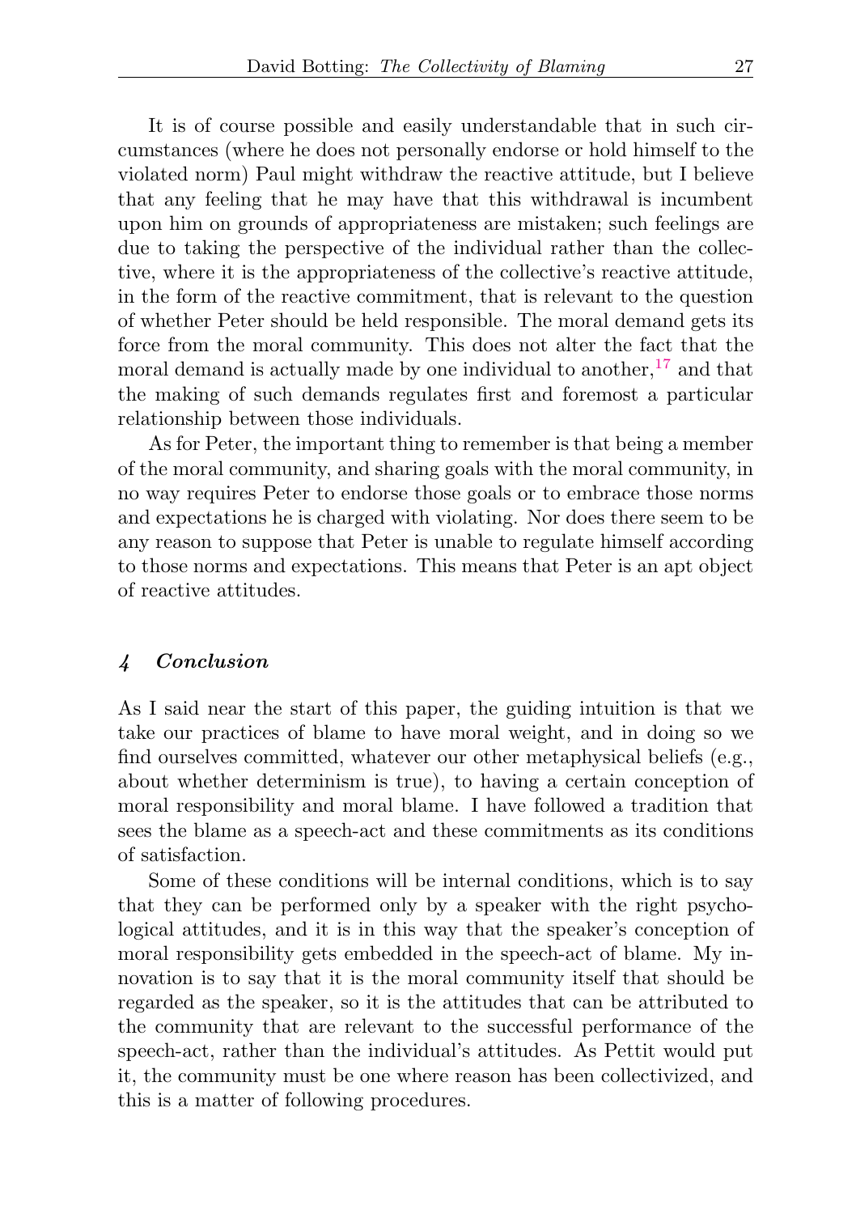It is of course possible and easily understandable that in such circumstances (where he does not personally endorse or hold himself to the violated norm) Paul might withdraw the reactive attitude, but I believe that any feeling that he may have that this withdrawal is incumbent upon him on grounds of appropriateness are mistaken; such feelings are due to taking the perspective of the individual rather than the collective, where it is the appropriateness of the collective's reactive attitude, in the form of the reactive commitment, that is relevant to the question of whether Peter should be held responsible. The moral demand gets its force from the moral community. This does not alter the fact that the moral demand is actually made by one individual to another,[17] and that the making of such demands regulates first and foremost a particular relationship between those individuals.

As for Peter, the important thing to remember is that being a member of the moral community, and sharing goals with the moral community, in no way requires Peter to endorse those goals or to embrace those norms and expectations he is charged with violating. Nor does there seem to be any reason to suppose that Peter is unable to regulate himself according to those norms and expectations. This means that Peter is an apt object of reactive attitudes.

## *4 Conclusion*

As I said near the start of this paper, the guiding intuition is that we take our practices of blame to have moral weight, and in doing so we find ourselves committed, whatever our other metaphysical beliefs (e.g., about whether determinism is true), to having a certain conception of moral responsibility and moral blame. I have followed a tradition that sees the blame as a speech-act and these commitments as its conditions of satisfaction.

Some of these conditions will be internal conditions, which is to say that they can be performed only by a speaker with the right psychological attitudes, and it is in this way that the speaker's conception of moral responsibility gets embedded in the speech-act of blame. My innovation is to say that it is the moral community itself that should be regarded as the speaker, so it is the attitudes that can be attributed to the community that are relevant to the successful performance of the speech-act, rather than the individual's attitudes. As Pettit would put it, the community must be one where reason has been collectivized, and this is a matter of following procedures.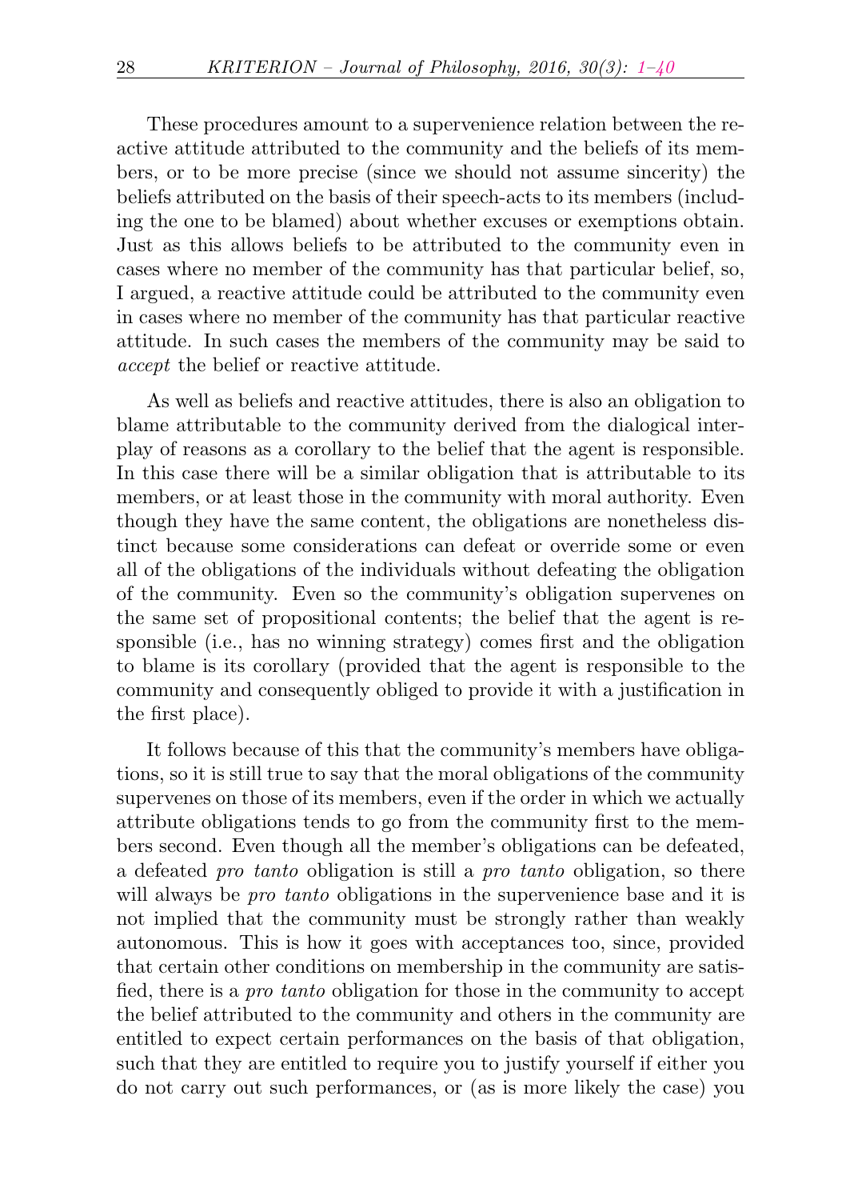These procedures amount to a supervenience relation between the reactive attitude attributed to the community and the beliefs of its members, or to be more precise (since we should not assume sincerity) the beliefs attributed on the basis of their speech-acts to its members (including the one to be blamed) about whether excuses or exemptions obtain. Just as this allows beliefs to be attributed to the community even in cases where no member of the community has that particular belief, so, I argued, a reactive attitude could be attributed to the community even in cases where no member of the community has that particular reactive attitude. In such cases the members of the community may be said to *accept* the belief or reactive attitude.

As well as beliefs and reactive attitudes, there is also an obligation to blame attributable to the community derived from the dialogical interplay of reasons as a corollary to the belief that the agent is responsible. In this case there will be a similar obligation that is attributable to its members, or at least those in the community with moral authority. Even though they have the same content, the obligations are nonetheless distinct because some considerations can defeat or override some or even all of the obligations of the individuals without defeating the obligation of the community. Even so the community's obligation supervenes on the same set of propositional contents; the belief that the agent is responsible (i.e., has no winning strategy) comes first and the obligation to blame is its corollary (provided that the agent is responsible to the community and consequently obliged to provide it with a justification in the first place).

It follows because of this that the community's members have obligations, so it is still true to say that the moral obligations of the community supervenes on those of its members, even if the order in which we actually attribute obligations tends to go from the community first to the members second. Even though all the member's obligations can be defeated, a defeated *pro tanto* obligation is still a *pro tanto* obligation, so there will always be *pro tanto* obligations in the supervenience base and it is not implied that the community must be strongly rather than weakly autonomous. This is how it goes with acceptances too, since, provided that certain other conditions on membership in the community are satisfied, there is a *pro tanto* obligation for those in the community to accept the belief attributed to the community and others in the community are entitled to expect certain performances on the basis of that obligation, such that they are entitled to require you to justify yourself if either you do not carry out such performances, or (as is more likely the case) you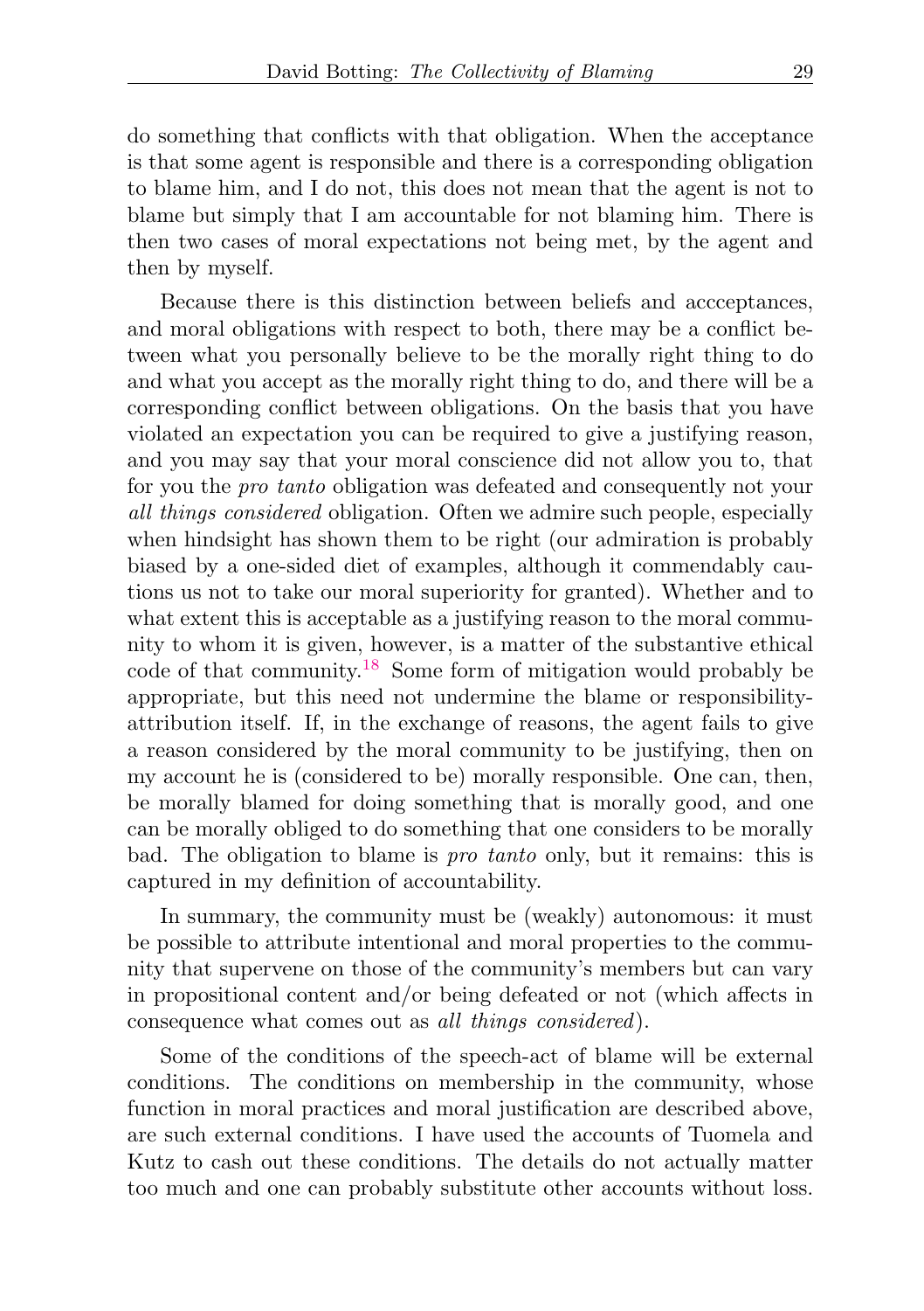do something that conflicts with that obligation. When the acceptance is that some agent is responsible and there is a corresponding obligation to blame him, and I do not, this does not mean that the agent is not to blame but simply that I am accountable for not blaming him. There is then two cases of moral expectations not being met, by the agent and then by myself.

Because there is this distinction between beliefs and accceptances, and moral obligations with respect to both, there may be a conflict between what you personally believe to be the morally right thing to do and what you accept as the morally right thing to do, and there will be a corresponding conflict between obligations. On the basis that you have violated an expectation you can be required to give a justifying reason, and you may say that your moral conscience did not allow you to, that for you the *pro tanto* obligation was defeated and consequently not your *all things considered* obligation. Often we admire such people, especially when hindsight has shown them to be right (our admiration is probably biased by a one-sided diet of examples, although it commendably cautions us not to take our moral superiority for granted). Whether and to what extent this is acceptable as a justifying reason to the moral community to whom it is given, however, is a matter of the substantive ethical code of that community.[18] Some form of mitigation would probably be appropriate, but this need not undermine the blame or responsibility-attribution itself. If, in the exchange of reasons, the agent fails to give a reason considered by the moral community to be justifying, then on my account he is (considered to be) morally responsible. One can, then, be morally blamed for doing something that is morally good, and one can be morally obliged to do something that one considers to be morally bad. The obligation to blame is *pro tanto* only, but it remains: this is captured in my definition of accountability.

In summary, the community must be (weakly) autonomous: it must be possible to attribute intentional and moral properties to the community that supervene on those of the community's members but can vary in propositional content and/or being defeated or not (which affects in consequence what comes out as *all things considered*).

Some of the conditions of the speech-act of blame will be external conditions. The conditions on membership in the community, whose function in moral practices and moral justification are described above, are such external conditions. I have used the accounts of Tuomela and Kutz to cash out these conditions. The details do not actually matter too much and one can probably substitute other accounts without loss.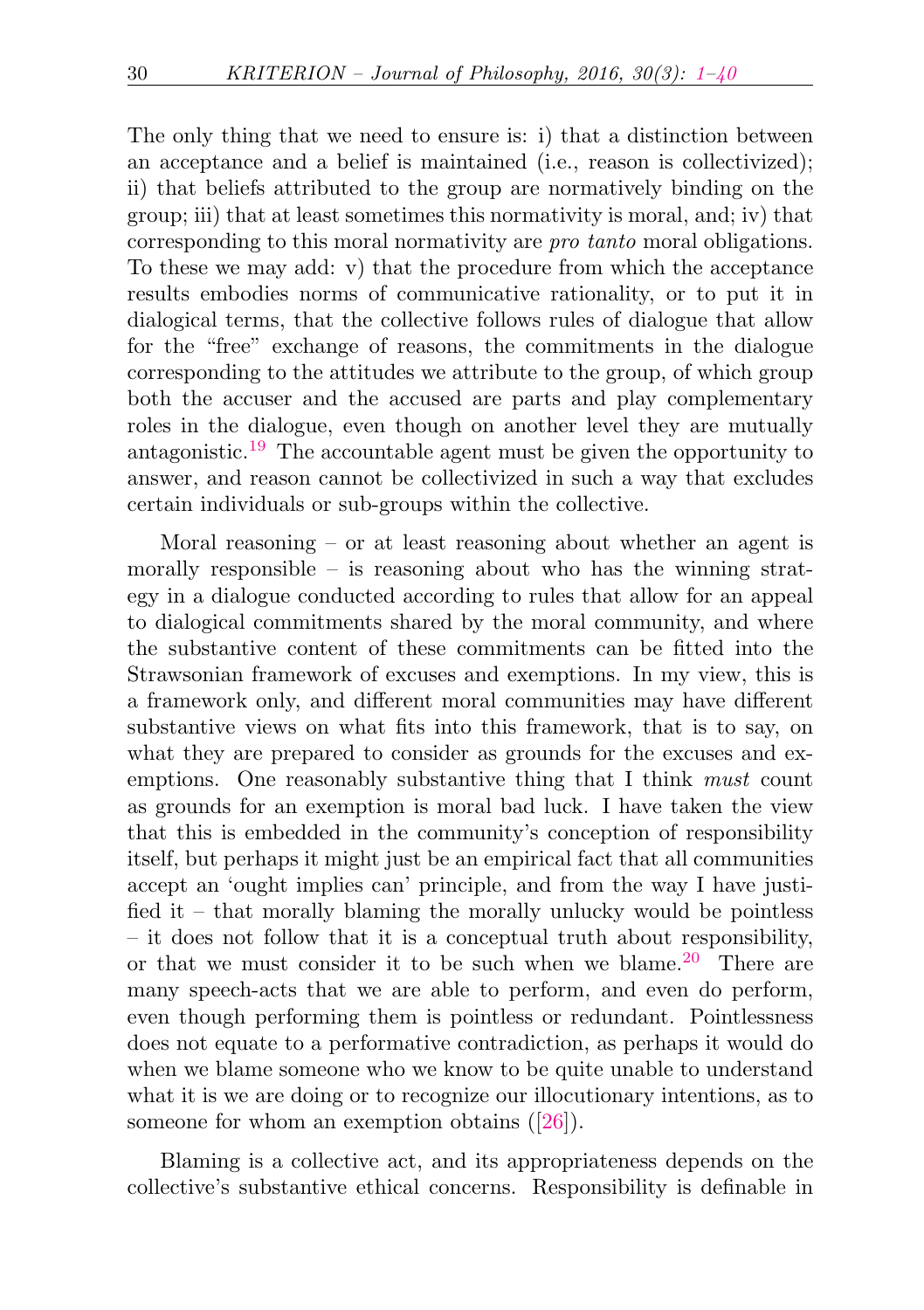The only thing that we need to ensure is: i) that a distinction between an acceptance and a belief is maintained (i.e., reason is collectivized); ii) that beliefs attributed to the group are normatively binding on the group; iii) that at least sometimes this normativity is moral, and; iv) that corresponding to this moral normativity are *pro tanto* moral obligations. To these we may add: v) that the procedure from which the acceptance results embodies norms of communicative rationality, or to put it in dialogical terms, that the collective follows rules of dialogue that allow for the "free" exchange of reasons, the commitments in the dialogue corresponding to the attitudes we attribute to the group, of which group both the accuser and the accused are parts and play complementary roles in the dialogue, even though on another level they are mutually antagonistic.[19] The accountable agent must be given the opportunity to answer, and reason cannot be collectivized in such a way that excludes certain individuals or sub-groups within the collective.

Moral reasoning – or at least reasoning about whether an agent is morally responsible – is reasoning about who has the winning strategy in a dialogue conducted according to rules that allow for an appeal to dialogical commitments shared by the moral community, and where the substantive content of these commitments can be fitted into the Strawsonian framework of excuses and exemptions. In my view, this is a framework only, and different moral communities may have different substantive views on what fits into this framework, that is to say, on what they are prepared to consider as grounds for the excuses and exemptions. One reasonably substantive thing that I think *must* count as grounds for an exemption is moral bad luck. I have taken the view that this is embedded in the community's conception of responsibility itself, but perhaps it might just be an empirical fact that all communities accept an 'ought implies can' principle, and from the way I have justified it – that morally blaming the morally unlucky would be pointless – it does not follow that it is a conceptual truth about responsibility, or that we must consider it to be such when we blame.[20] There are many speech-acts that we are able to perform, and even do perform, even though performing them is pointless or redundant. Pointlessness does not equate to a performative contradiction, as perhaps it would do when we blame someone who we know to be quite unable to understand what it is we are doing or to recognize our illocutionary intentions, as to someone for whom an exemption obtains ([26]).

Blaming is a collective act, and its appropriateness depends on the collective's substantive ethical concerns. Responsibility is definable in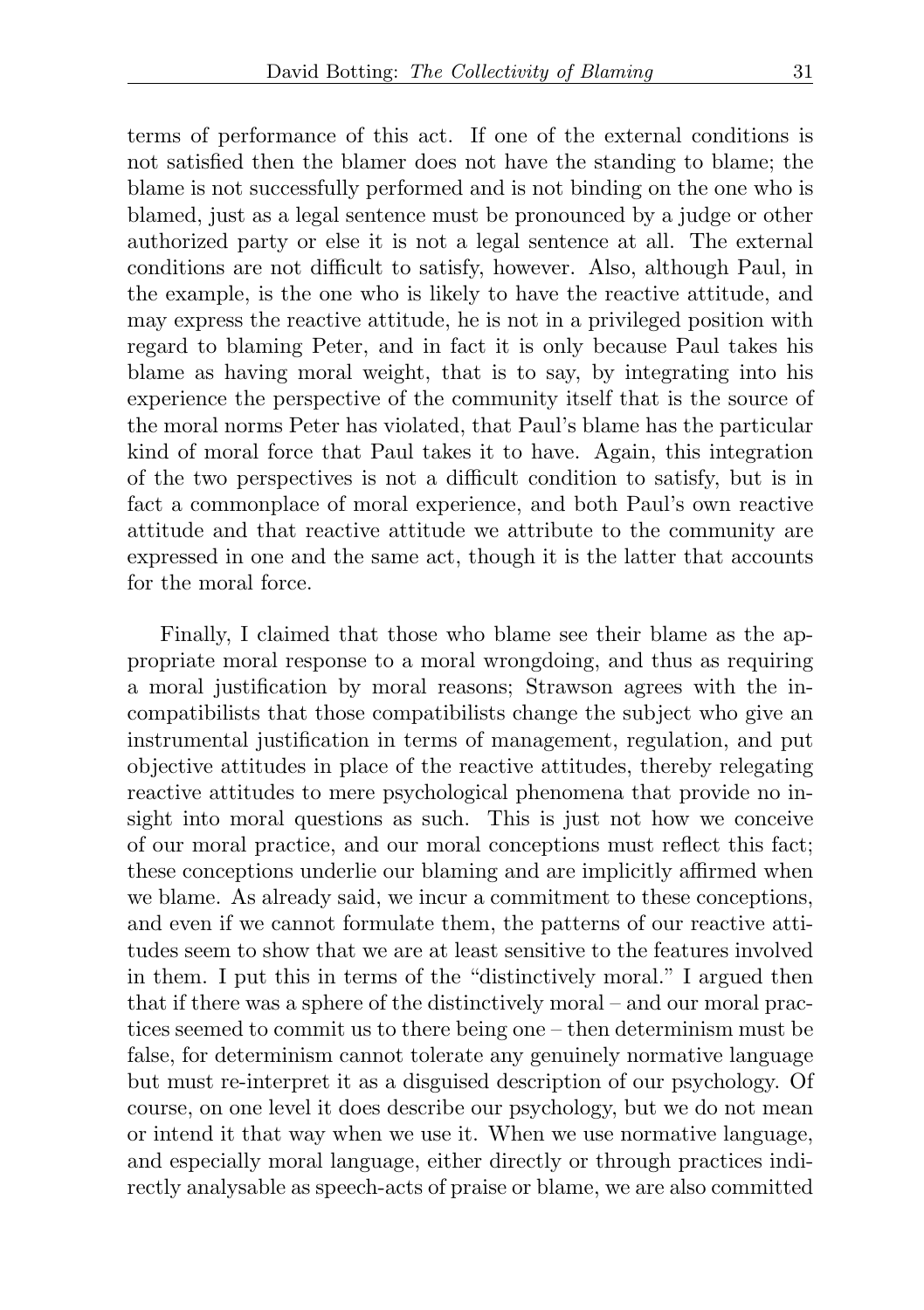terms of performance of this act. If one of the external conditions is not satisfied then the blamer does not have the standing to blame; the blame is not successfully performed and is not binding on the one who is blamed, just as a legal sentence must be pronounced by a judge or other authorized party or else it is not a legal sentence at all. The external conditions are not difficult to satisfy, however. Also, although Paul, in the example, is the one who is likely to have the reactive attitude, and may express the reactive attitude, he is not in a privileged position with regard to blaming Peter, and in fact it is only because Paul takes his blame as having moral weight, that is to say, by integrating into his experience the perspective of the community itself that is the source of the moral norms Peter has violated, that Paul's blame has the particular kind of moral force that Paul takes it to have. Again, this integration of the two perspectives is not a difficult condition to satisfy, but is in fact a commonplace of moral experience, and both Paul's own reactive attitude and that reactive attitude we attribute to the community are expressed in one and the same act, though it is the latter that accounts for the moral force.

Finally, I claimed that those who blame see their blame as the appropriate moral response to a moral wrongdoing, and thus as requiring a moral justification by moral reasons; Strawson agrees with the incompatibilists that those compatibilists change the subject who give an instrumental justification in terms of management, regulation, and put objective attitudes in place of the reactive attitudes, thereby relegating reactive attitudes to mere psychological phenomena that provide no insight into moral questions as such. This is just not how we conceive of our moral practice, and our moral conceptions must reflect this fact; these conceptions underlie our blaming and are implicitly affirmed when we blame. As already said, we incur a commitment to these conceptions, and even if we cannot formulate them, the patterns of our reactive attitudes seem to show that we are at least sensitive to the features involved in them. I put this in terms of the "distinctively moral." I argued then that if there was a sphere of the distinctively moral – and our moral practices seemed to commit us to there being one – then determinism must be false, for determinism cannot tolerate any genuinely normative language but must re-interpret it as a disguised description of our psychology. Of course, on one level it does describe our psychology, but we do not mean or intend it that way when we use it. When we use normative language, and especially moral language, either directly or through practices indirectly analysable as speech-acts of praise or blame, we are also committed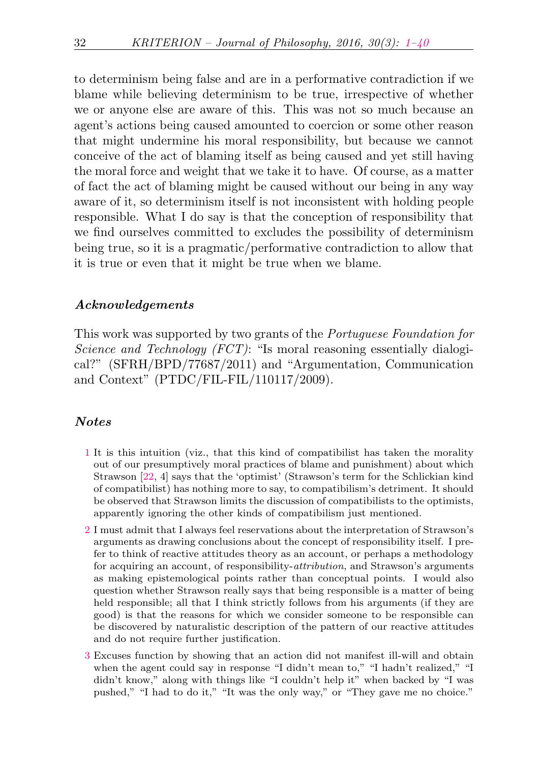to determinism being false and are in a performative contradiction if we blame while believing determinism to be true, irrespective of whether we or anyone else are aware of this. This was not so much because an agent's actions being caused amounted to coercion or some other reason that might undermine his moral responsibility, but because we cannot conceive of the act of blaming itself as being caused and yet still having the moral force and weight that we take it to have. Of course, as a matter of fact the act of blaming might be caused without our being in any way aware of it, so determinism itself is not inconsistent with holding people responsible. What I do say is that the conception of responsibility that we find ourselves committed to excludes the possibility of determinism being true, so it is a pragmatic/performative contradiction to allow that it is true or even that it might be true when we blame.

### Acknowledgements

This work was supported by two grants of the *Portuguese Foundation for Science and Technology (FCT)*: "Is moral reasoning essentially dialogical?" (SFRH/BPD/77687/2011) and "Argumentation, Communication and Context" (PTDC/FIL-FIL/110117/2009).

### Notes

1 It is this intuition (viz., that this kind of compatibilist has taken the morality out of our presumptively moral practices of blame and punishment) about which Strawson [22, 4] says that the 'optimist' (Strawson's term for the Schlickian kind of compatibilist) has nothing more to say, to compatibilism's detriment. It should be observed that Strawson limits the discussion of compatibilists to the optimists, apparently ignoring the other kinds of compatibilism just mentioned.

2 I must admit that I always feel reservations about the interpretation of Strawson's arguments as drawing conclusions about the concept of responsibility itself. I prefer to think of reactive attitudes theory as an account, or perhaps a methodology for acquiring an account, of responsibility-*attribution*, and Strawson's arguments as making epistemological points rather than conceptual points. I would also question whether Strawson really says that being responsible is a matter of being held responsible; all that I think strictly follows from his arguments (if they are good) is that the reasons for which we consider someone to be responsible can be discovered by naturalistic description of the pattern of our reactive attitudes and do not require further justification.

3 Excuses function by showing that an action did not manifest ill-will and obtain when the agent could say in response "I didn't mean to," "I hadn't realized," "I didn't know," along with things like "I couldn't help it" when backed by "I was pushed," "I had to do it," "It was the only way," or "They gave me no choice."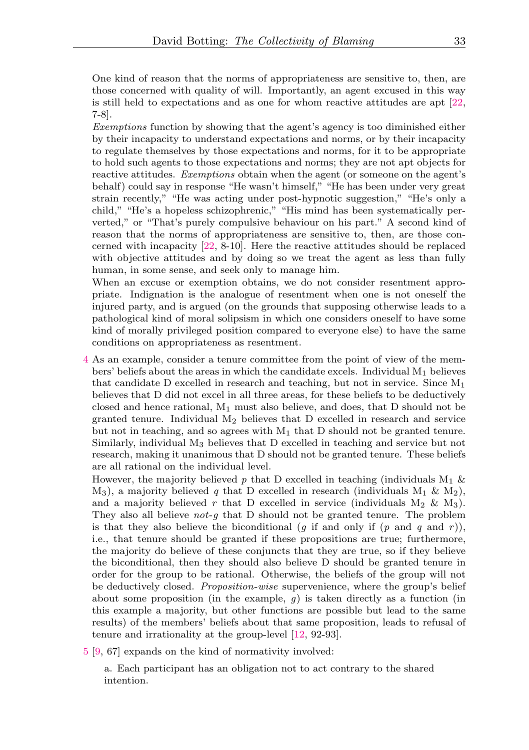One kind of reason that the norms of appropriateness are sensitive to, then, are those concerned with quality of will. Importantly, an agent excused in this way is still held to expectations and as one for whom reactive attitudes are apt [22, 7-8].

*Exemptions* function by showing that the agent's agency is too diminished either by their incapacity to understand expectations and norms, or by their incapacity to regulate themselves by those expectations and norms, for it to be appropriate to hold such agents to those expectations and norms; they are not apt objects for reactive attitudes. *Exemptions* obtain when the agent (or someone on the agent's behalf) could say in response "He wasn't himself," "He has been under very great strain recently," "He was acting under post-hypnotic suggestion," "He's only a child," "He's a hopeless schizophrenic," "His mind has been systematically perverted," or "That's purely compulsive behaviour on his part." A second kind of reason that the norms of appropriateness are sensitive to, then, are those concerned with incapacity [22, 8-10]. Here the reactive attitudes should be replaced with objective attitudes and by doing so we treat the agent as less than fully human, in some sense, and seek only to manage him.

When an excuse or exemption obtains, we do not consider resentment appropriate. Indignation is the analogue of resentment when one is not oneself the injured party, and is argued (on the grounds that supposing otherwise leads to a pathological kind of moral solipsism in which one considers oneself to have some kind of morally privileged position compared to everyone else) to have the same conditions on appropriateness as resentment.

4 As an example, consider a tenure committee from the point of view of the members' beliefs about the areas in which the candidate excels. Individual $M_1$ believes that candidate D excelled in research and teaching, but not in service. Since $M_1$ believes that D did not excel in all three areas, for these beliefs to be deductively closed and hence rational, $M_1$ must also believe, and does, that D should not be granted tenure. Individual $M_2$ believes that D excelled in research and service but not in teaching, and so agrees with $M_1$ that D should not be granted tenure. Similarly, individual $M_3$ believes that D excelled in teaching and service but not research, making it unanimous that D should not be granted tenure. These beliefs are all rational on the individual level.

However, the majority believed $p$ that D excelled in teaching (individuals $M_1$ & $M_3$), a majority believed $q$ that D excelled in research (individuals $M_1$ & $M_2$), and a majority believed $r$ that D excelled in service (individuals $M_2$ & $M_3$). They also all believe *not-g* that D should not be granted tenure. The problem is that they also believe the biconditional ($g$ if and only if ($p$ and $q$ and $r$)), i.e., that tenure should be granted if these propositions are true; furthermore, the majority do believe of these conjuncts that they are true, so if they believe the biconditional, then they should also believe D should be granted tenure in order for the group to be rational. Otherwise, the beliefs of the group will not be deductively closed. *Proposition-wise* supervenience, where the group's belief about some proposition (in the example, $g$) is taken directly as a function (in this example a majority, but other functions are possible but lead to the same results) of the members' beliefs about that same proposition, leads to refusal of tenure and irrationality at the group-level [12, 92-93].

5 [9, 67] expands on the kind of normativity involved:

a. Each participant has an obligation not to act contrary to the shared intention.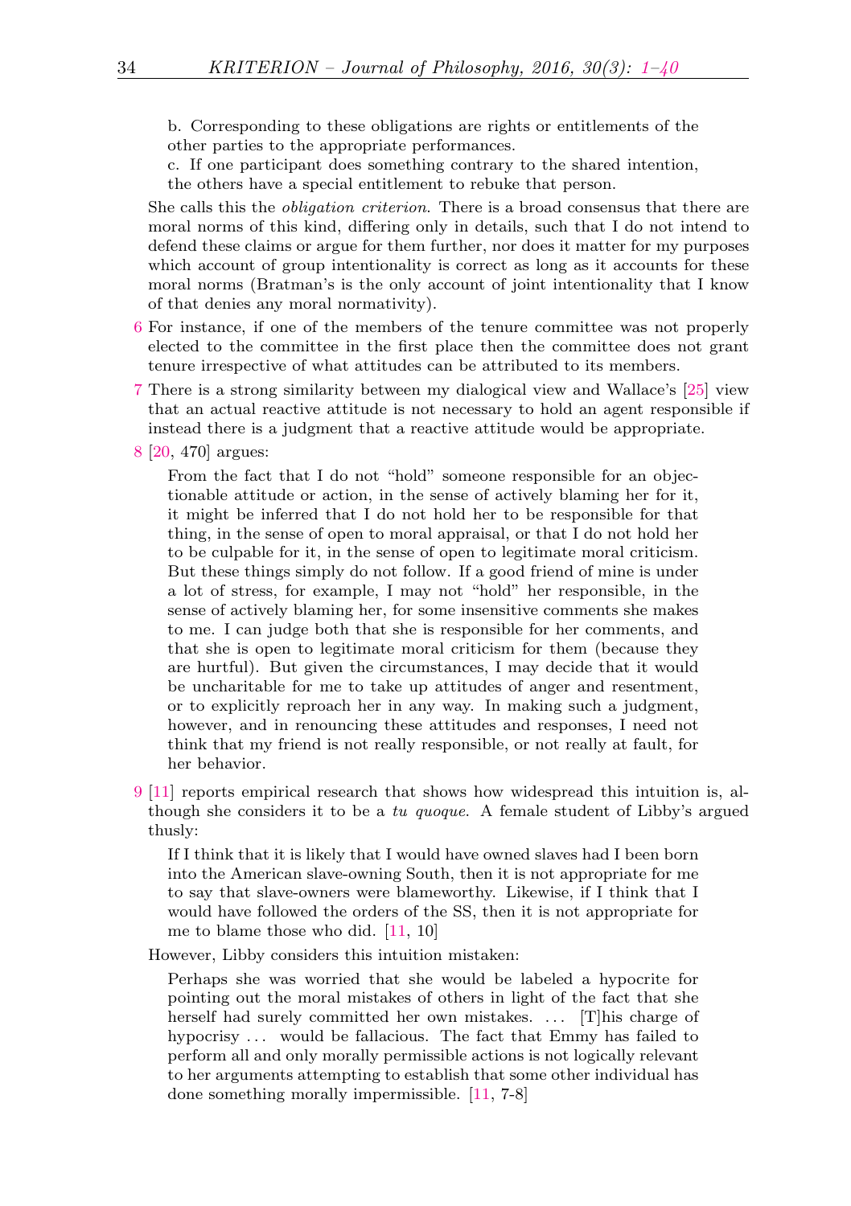b. Corresponding to these obligations are rights or entitlements of the other parties to the appropriate performances.

c. If one participant does something contrary to the shared intention, the others have a special entitlement to rebuke that person.

She calls this the *obligation criterion*. There is a broad consensus that there are moral norms of this kind, differing only in details, such that I do not intend to defend these claims or argue for them further, nor does it matter for my purposes which account of group intentionality is correct as long as it accounts for these moral norms (Bratman's is the only account of joint intentionality that I know of that denies any moral normativity).

6 For instance, if one of the members of the tenure committee was not properly elected to the committee in the first place then the committee does not grant tenure irrespective of what attitudes can be attributed to its members.

7 There is a strong similarity between my dialogical view and Wallace's [25] view that an actual reactive attitude is not necessary to hold an agent responsible if instead there is a judgment that a reactive attitude would be appropriate.

8 [20, 470] argues:

> From the fact that I do not "hold" someone responsible for an objectionable attitude or action, in the sense of actively blaming her for it, it might be inferred that I do not hold her to be responsible for that thing, in the sense of open to moral appraisal, or that I do not hold her to be culpable for it, in the sense of open to legitimate moral criticism. But these things simply do not follow. If a good friend of mine is under a lot of stress, for example, I may not "hold" her responsible, in the sense of actively blaming her, for some insensitive comments she makes to me. I can judge both that she is responsible for her comments, and that she is open to legitimate moral criticism for them (because they are hurtful). But given the circumstances, I may decide that it would be uncharitable for me to take up attitudes of anger and resentment, or to explicitly reproach her in any way. In making such a judgment, however, and in renouncing these attitudes and responses, I need not think that my friend is not really responsible, or not really at fault, for her behavior.

9 [11] reports empirical research that shows how widespread this intuition is, although she considers it to be a *tu quoque*. A female student of Libby's argued thusly:

> If I think that it is likely that I would have owned slaves had I been born into the American slave-owning South, then it is not appropriate for me to say that slave-owners were blameworthy. Likewise, if I think that I would have followed the orders of the SS, then it is not appropriate for me to blame those who did. [11, 10]

However, Libby considers this intuition mistaken:

> Perhaps she was worried that she would be labeled a hypocrite for pointing out the moral mistakes of others in light of the fact that she herself had surely committed her own mistakes. ... [T]his charge of hypocrisy ... would be fallacious. The fact that Emmy has failed to perform all and only morally permissible actions is not logically relevant to her arguments attempting to establish that some other individual has done something morally impermissible. [11, 7-8]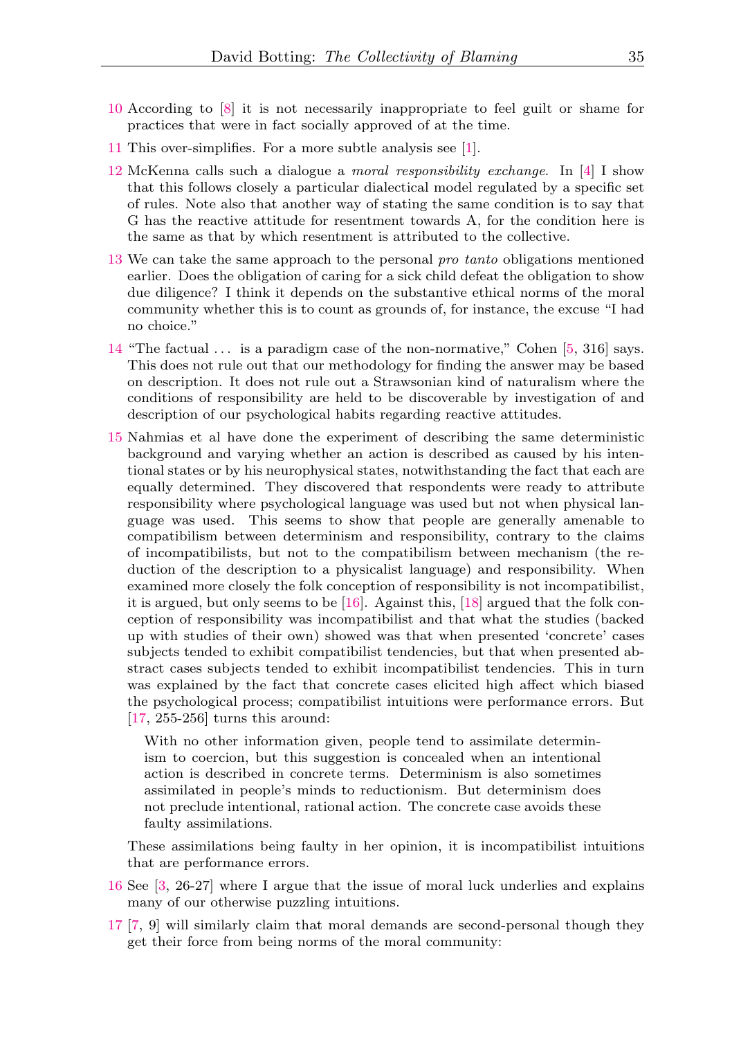10 According to [8] it is not necessarily inappropriate to feel guilt or shame for practices that were in fact socially approved of at the time.

11 This over-simplifies. For a more subtle analysis see [1].

12 McKenna calls such a dialogue a *moral responsibility exchange*. In [4] I show that this follows closely a particular dialectical model regulated by a specific set of rules. Note also that another way of stating the same condition is to say that G has the reactive attitude for resentment towards A, for the condition here is the same as that by which resentment is attributed to the collective.

13 We can take the same approach to the personal *pro tanto* obligations mentioned earlier. Does the obligation of caring for a sick child defeat the obligation to show due diligence? I think it depends on the substantive ethical norms of the moral community whether this is to count as grounds of, for instance, the excuse "I had no choice."

14 "The factual ... is a paradigm case of the non-normative," Cohen [5, 316] says. This does not rule out that our methodology for finding the answer may be based on description. It does not rule out a Strawsonian kind of naturalism where the conditions of responsibility are held to be discoverable by investigation of and description of our psychological habits regarding reactive attitudes.

15 Nahmias et al have done the experiment of describing the same deterministic background and varying whether an action is described as caused by his intentional states or by his neurophysical states, notwithstanding the fact that each are equally determined. They discovered that respondents were ready to attribute responsibility where psychological language was used but not when physical language was used. This seems to show that people are generally amenable to compatibilism between determinism and responsibility, contrary to the claims of incompatibilists, but not to the compatibilism between mechanism (the reduction of the description to a physicalist language) and responsibility. When examined more closely the folk conception of responsibility is not incompatibilist, it is argued, but only seems to be [16]. Against this, [18] argued that the folk conception of responsibility was incompatibilist and that what the studies (backed up with studies of their own) showed was that when presented 'concrete' cases subjects tended to exhibit compatibilist tendencies, but that when presented abstract cases subjects tended to exhibit incompatibilist tendencies. This in turn was explained by the fact that concrete cases elicited high affect which biased the psychological process; compatibilist intuitions were performance errors. But [17, 255-256] turns this around:

> With no other information given, people tend to assimilate determinism to coercion, but this suggestion is concealed when an intentional action is described in concrete terms. Determinism is also sometimes assimilated in people's minds to reductionism. But determinism does not preclude intentional, rational action. The concrete case avoids these faulty assimilations.

These assimilations being faulty in her opinion, it is incompatibilist intuitions that are performance errors.

16 See [3, 26-27] where I argue that the issue of moral luck underlies and explains many of our otherwise puzzling intuitions.

17 [7, 9] will similarly claim that moral demands are second-personal though they get their force from being norms of the moral community: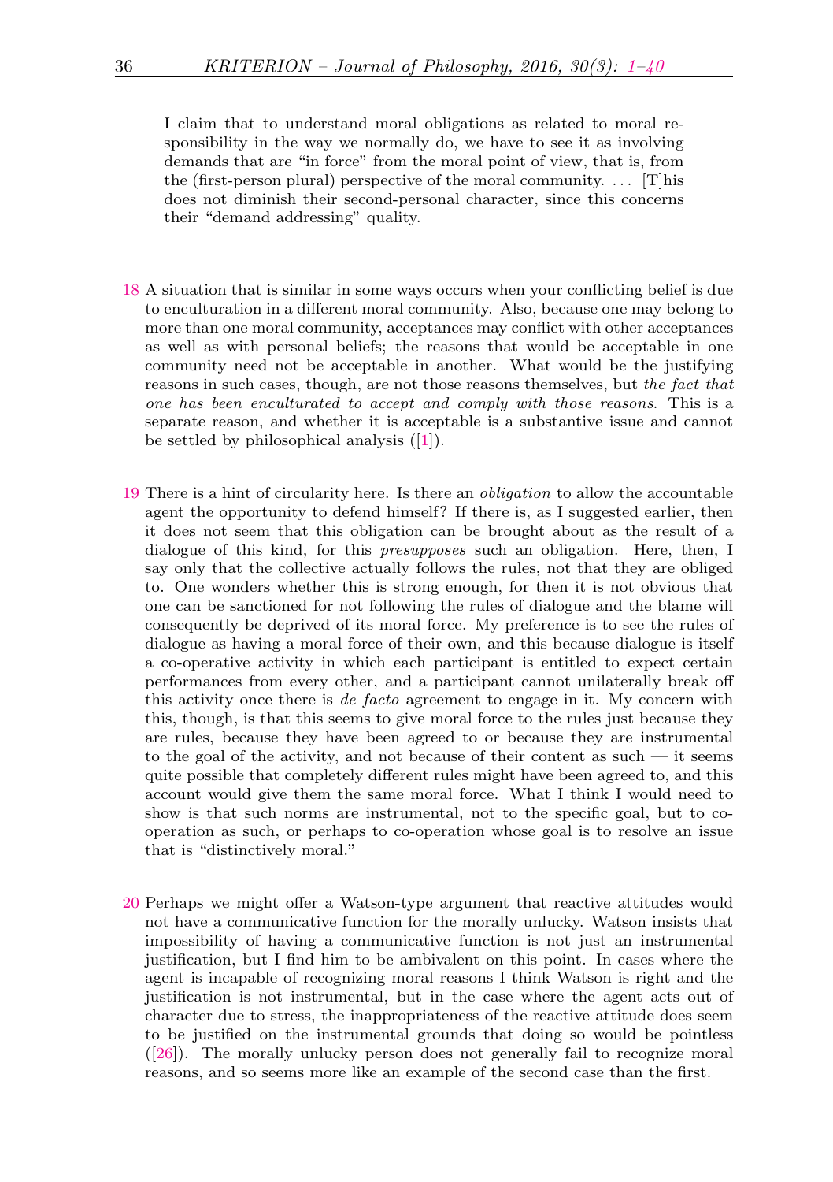> I claim that to understand moral obligations as related to moral responsibility in the way we normally do, we have to see it as involving demands that are "in force" from the moral point of view, that is, from the (first-person plural) perspective of the moral community. ... [T]his does not diminish their second-personal character, since this concerns their "demand addressing" quality.

18 A situation that is similar in some ways occurs when your conflicting belief is due to enculturation in a different moral community. Also, because one may belong to more than one moral community, acceptances may conflict with other acceptances as well as with personal beliefs; the reasons that would be acceptable in one community need not be acceptable in another. What would be the justifying reasons in such cases, though, are not those reasons themselves, but *the fact that one has been enculturated to accept and comply with those reasons*. This is a separate reason, and whether it is acceptable is a substantive issue and cannot be settled by philosophical analysis ([1]).

19 There is a hint of circularity here. Is there an *obligation* to allow the accountable agent the opportunity to defend himself? If there is, as I suggested earlier, then it does not seem that this obligation can be brought about as the result of a dialogue of this kind, for this *presupposes* such an obligation. Here, then, I say only that the collective actually follows the rules, not that they are obliged to. One wonders whether this is strong enough, for then it is not obvious that one can be sanctioned for not following the rules of dialogue and the blame will consequently be deprived of its moral force. My preference is to see the rules of dialogue as having a moral force of their own, and this because dialogue is itself a co-operative activity in which each participant is entitled to expect certain performances from every other, and a participant cannot unilaterally break off this activity once there is *de facto* agreement to engage in it. My concern with this, though, is that this seems to give moral force to the rules just because they are rules, because they have been agreed to or because they are instrumental to the goal of the activity, and not because of their content as such — it seems quite possible that completely different rules might have been agreed to, and this account would give them the same moral force. What I think I would need to show is that such norms are instrumental, not to the specific goal, but to co-operation as such, or perhaps to co-operation whose goal is to resolve an issue that is "distinctively moral."

20 Perhaps we might offer a Watson-type argument that reactive attitudes would not have a communicative function for the morally unlucky. Watson insists that impossibility of having a communicative function is not just an instrumental justification, but I find him to be ambivalent on this point. In cases where the agent is incapable of recognizing moral reasons I think Watson is right and the justification is not instrumental, but in the case where the agent acts out of character due to stress, the inappropriateness of the reactive attitude does seem to be justified on the instrumental grounds that doing so would be pointless ([26]). The morally unlucky person does not generally fail to recognize moral reasons, and so seems more like an example of the second case than the first.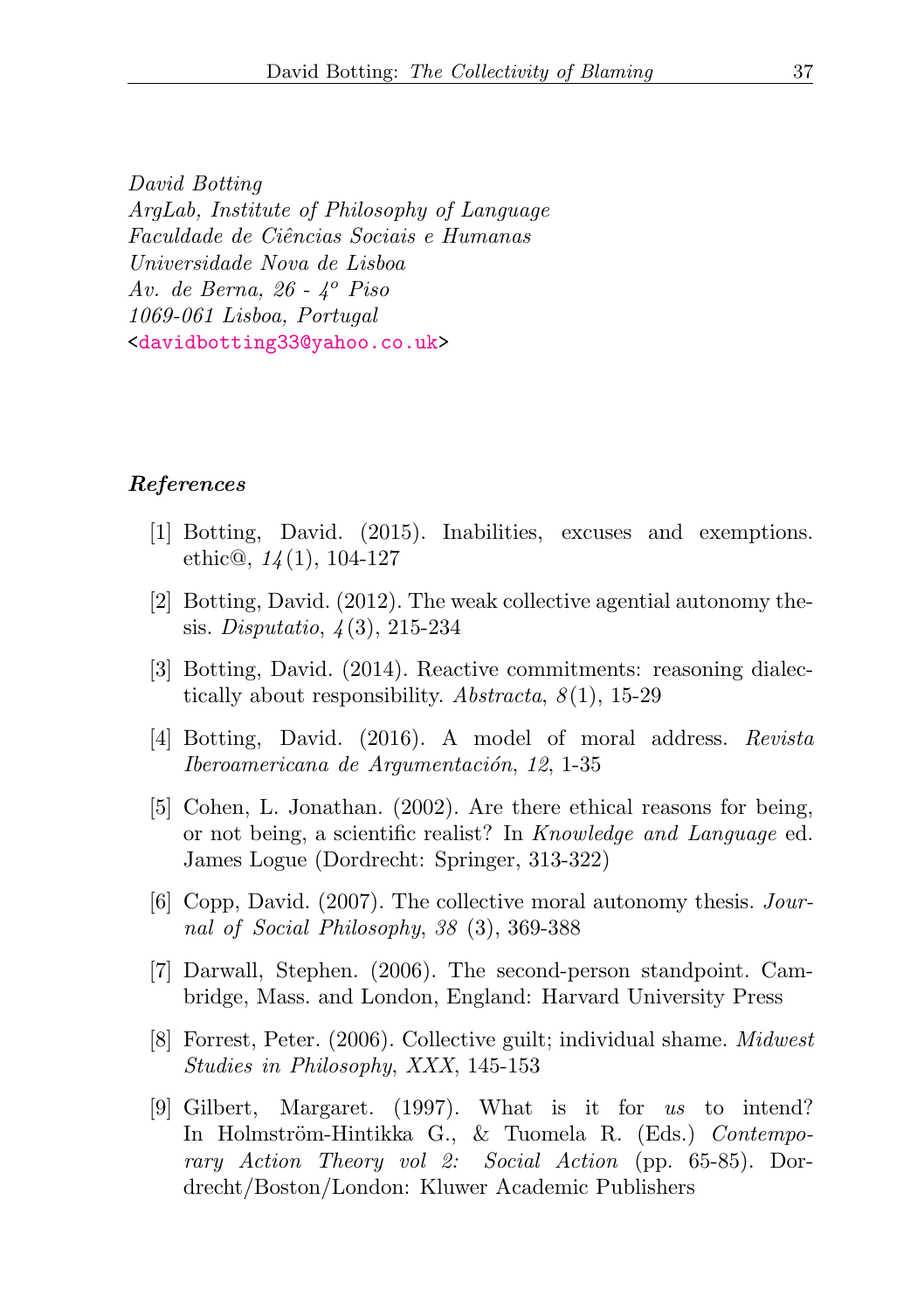*David Botting*
*ArgLab, Institute of Philosophy of Language*
*Faculdade de Ciências Sociais e Humanas*
*Universidade Nova de Lisboa*
*Av. de Berna, 26 - 4º Piso*
*1069-061 Lisboa, Portugal*
<davidbotting33@yahoo.co.uk>

### References

[1] Botting, David. (2015). Inabilities, excuses and exemptions. ethic@, *14*(1), 104-127

[2] Botting, David. (2012). The weak collective agential autonomy thesis. *Disputatio*, *4*(3), 215-234

[3] Botting, David. (2014). Reactive commitments: reasoning dialectically about responsibility. *Abstracta*, *8*(1), 15-29

[4] Botting, David. (2016). A model of moral address. *Revista Iberoamericana de Argumentación*, *12*, 1-35

[5] Cohen, L. Jonathan. (2002). Are there ethical reasons for being, or not being, a scientific realist? In *Knowledge and Language* ed. James Logue (Dordrecht: Springer, 313-322)

[6] Copp, David. (2007). The collective moral autonomy thesis. *Journal of Social Philosophy*, *38* (3), 369-388

[7] Darwall, Stephen. (2006). The second-person standpoint. Cambridge, Mass. and London, England: Harvard University Press

[8] Forrest, Peter. (2006). Collective guilt; individual shame. *Midwest Studies in Philosophy*, *XXX*, 145-153

[9] Gilbert, Margaret. (1997). What is it for *us* to intend? In Holmström-Hintikka G., & Tuomela R. (Eds.) *Contemporary Action Theory vol 2: Social Action* (pp. 65-85). Dordrecht/Boston/London: Kluwer Academic Publishers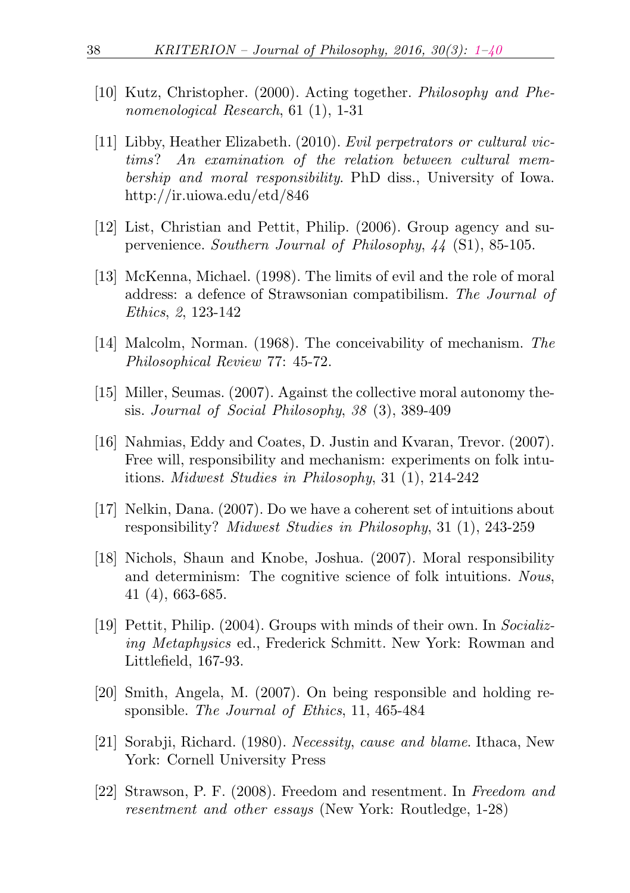[10] Kutz, Christopher. (2000). Acting together. *Philosophy and Phenomenological Research*, 61 (1), 1-31

[11] Libby, Heather Elizabeth. (2010). *Evil perpetrators or cultural victims? An examination of the relation between cultural membership and moral responsibility*. PhD diss., University of Iowa. http://ir.uiowa.edu/etd/846

[12] List, Christian and Pettit, Philip. (2006). Group agency and supervenience. *Southern Journal of Philosophy*, *44* (S1), 85-105.

[13] McKenna, Michael. (1998). The limits of evil and the role of moral address: a defence of Strawsonian compatibilism. *The Journal of Ethics*, *2*, 123-142

[14] Malcolm, Norman. (1968). The conceivability of mechanism. *The Philosophical Review* 77: 45-72.

[15] Miller, Seumas. (2007). Against the collective moral autonomy thesis. *Journal of Social Philosophy*, *38* (3), 389-409

[16] Nahmias, Eddy and Coates, D. Justin and Kvaran, Trevor. (2007). Free will, responsibility and mechanism: experiments on folk intuitions. *Midwest Studies in Philosophy*, 31 (1), 214-242

[17] Nelkin, Dana. (2007). Do we have a coherent set of intuitions about responsibility? *Midwest Studies in Philosophy*, 31 (1), 243-259

[18] Nichols, Shaun and Knobe, Joshua. (2007). Moral responsibility and determinism: The cognitive science of folk intuitions. *Nous*, 41 (4), 663-685.

[19] Pettit, Philip. (2004). Groups with minds of their own. In *Socializing Metaphysics* ed., Frederick Schmitt. New York: Rowman and Littlefield, 167-93.

[20] Smith, Angela, M. (2007). On being responsible and holding responsible. *The Journal of Ethics*, 11, 465-484

[21] Sorabji, Richard. (1980). *Necessity, cause and blame*. Ithaca, New York: Cornell University Press

[22] Strawson, P. F. (2008). Freedom and resentment. In *Freedom and resentment and other essays* (New York: Routledge, 1-28)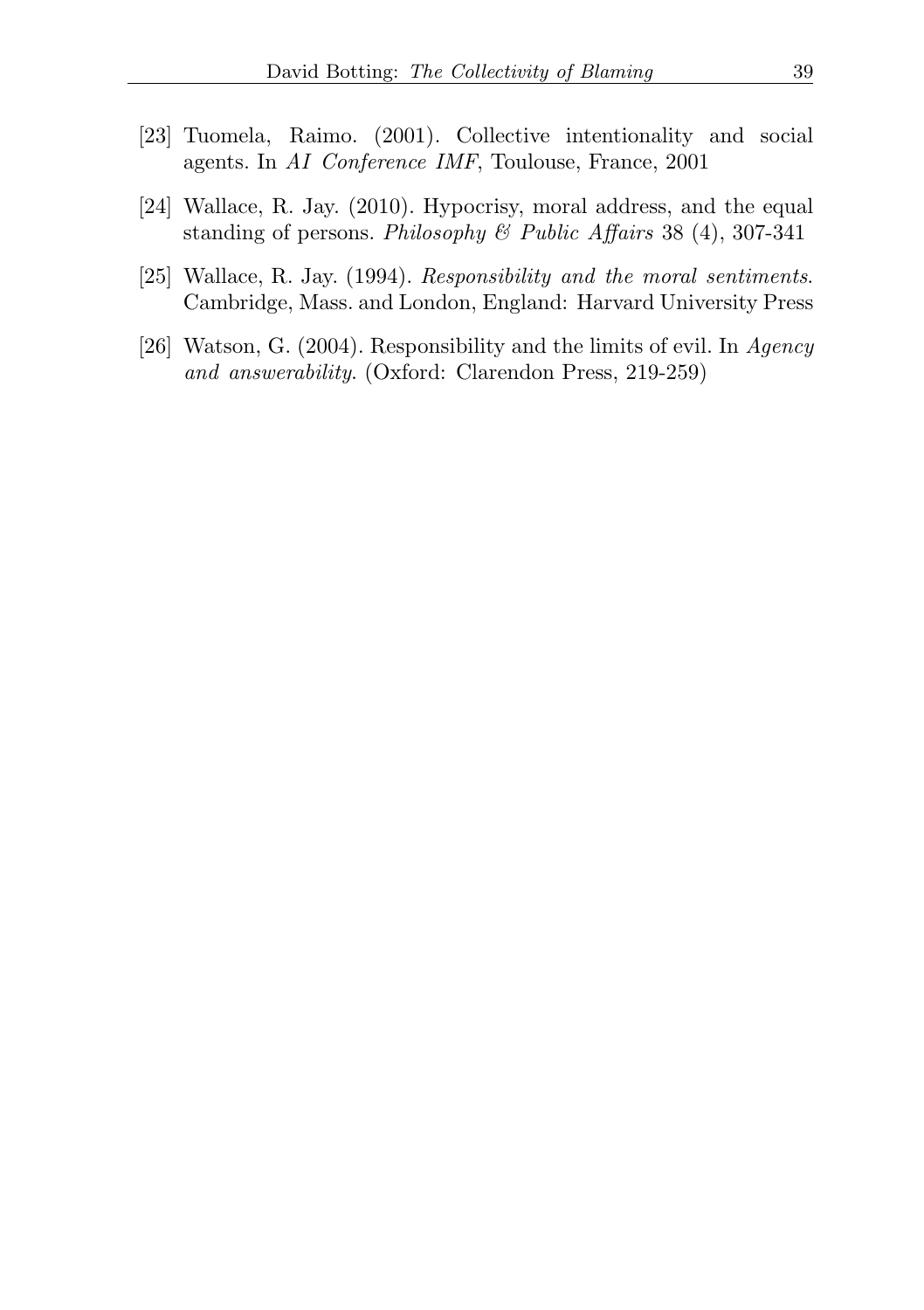[23] Tuomela, Raimo. (2001). Collective intentionality and social agents. In *AI Conference IMF*, Toulouse, France, 2001

[24] Wallace, R. Jay. (2010). Hypocrisy, moral address, and the equal standing of persons. *Philosophy & Public Affairs* 38 (4), 307-341

[25] Wallace, R. Jay. (1994). *Responsibility and the moral sentiments*. Cambridge, Mass. and London, England: Harvard University Press

[26] Watson, G. (2004). Responsibility and the limits of evil. In *Agency and answerability*. (Oxford: Clarendon Press, 219-259)